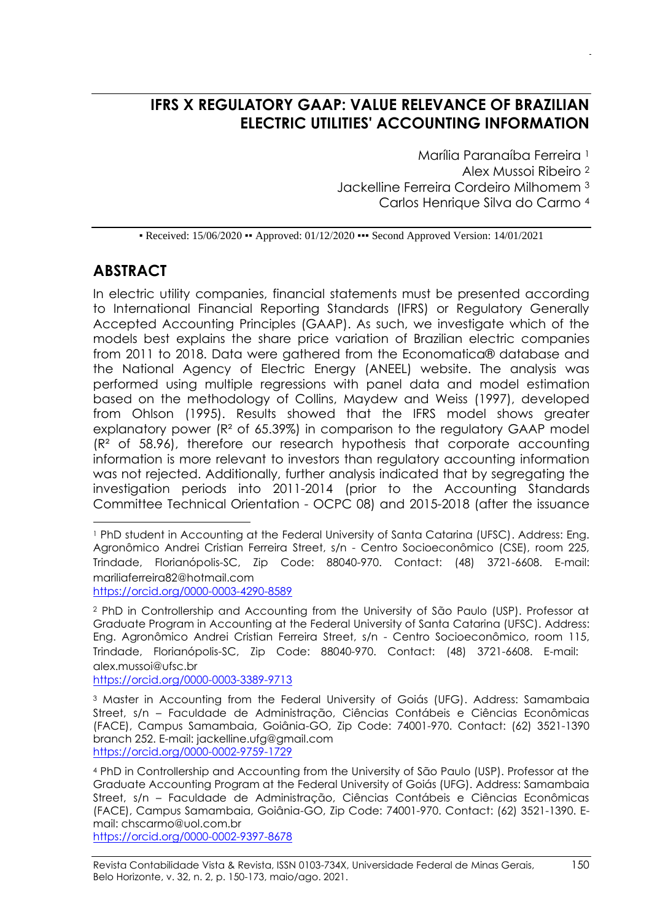# IFRS X REGULATORY GAAP: VALUE RELEVANCE OF BRAZILIAN ELECTRIC UTILITIES' ACCOUNTING INFORMATION

Marília Paranaíba Ferreira [1]
Alex Mussoi Ribeiro [2]
Jackelline Ferreira Cordeiro Milhomem [3]
Carlos Henrique Silva do Carmo [4]

▪ Received: 15/06/2020 ▪▪ Approved: 01/12/2020 ▪▪▪ Second Approved Version: 14/01/2021

## ABSTRACT

In electric utility companies, financial statements must be presented according to International Financial Reporting Standards (IFRS) or Regulatory Generally Accepted Accounting Principles (GAAP). As such, we investigate which of the models best explains the share price variation of Brazilian electric companies from 2011 to 2018. Data were gathered from the Economatica® database and the National Agency of Electric Energy (ANEEL) website. The analysis was performed using multiple regressions with panel data and model estimation based on the methodology of Collins, Maydew and Weiss (1997), developed from Ohlson (1995). Results showed that the IFRS model shows greater explanatory power ($R^2$ of 65.39%) in comparison to the regulatory GAAP model ($R^2$ of 58.96), therefore our research hypothesis that corporate accounting information is more relevant to investors than regulatory accounting information was not rejected. Additionally, further analysis indicated that by segregating the investigation periods into 2011-2014 (prior to the Accounting Standards Committee Technical Orientation - OCPC 08) and 2015-2018 (after the issuance

---

[1] PhD student in Accounting at the Federal University of Santa Catarina (UFSC). Address: Eng. Agronômico Andrei Cristian Ferreira Street, s/n - Centro Socioeconômico (CSE), room 225, Trindade, Florianópolis-SC, Zip Code: 88040-970. Contact: (48) 3721-6608. E-mail: mariliaferreira82@hotmail.com
https://orcid.org/0000-0003-4290-8589

[2] PhD in Controllership and Accounting from the University of São Paulo (USP). Professor at Graduate Program in Accounting at the Federal University of Santa Catarina (UFSC). Address: Eng. Agronômico Andrei Cristian Ferreira Street, s/n - Centro Socioeconômico, room 115, Trindade, Florianópolis-SC, Zip Code: 88040-970. Contact: (48) 3721-6608. E-mail: alex.mussoi@ufsc.br
https://orcid.org/0000-0003-3389-9713

[3] Master in Accounting from the Federal University of Goiás (UFG). Address: Samambaia Street, s/n – Faculdade de Administração, Ciências Contábeis e Ciências Econômicas (FACE), Campus Samambaia, Goiânia-GO, Zip Code: 74001-970. Contact: (62) 3521-1390 branch 252. E-mail: jackelline.ufg@gmail.com
https://orcid.org/0000-0002-9759-1729

[4] PhD in Controllership and Accounting from the University of São Paulo (USP). Professor at the Graduate Accounting Program at the Federal University of Goiás (UFG). Address: Samambaia Street, s/n – Faculdade de Administração, Ciências Contábeis e Ciências Econômicas (FACE), Campus Samambaia, Goiânia-GO, Zip Code: 74001-970. Contact: (62) 3521-1390. E-mail: chscarmo@uol.com.br
https://orcid.org/0000-0002-9397-8678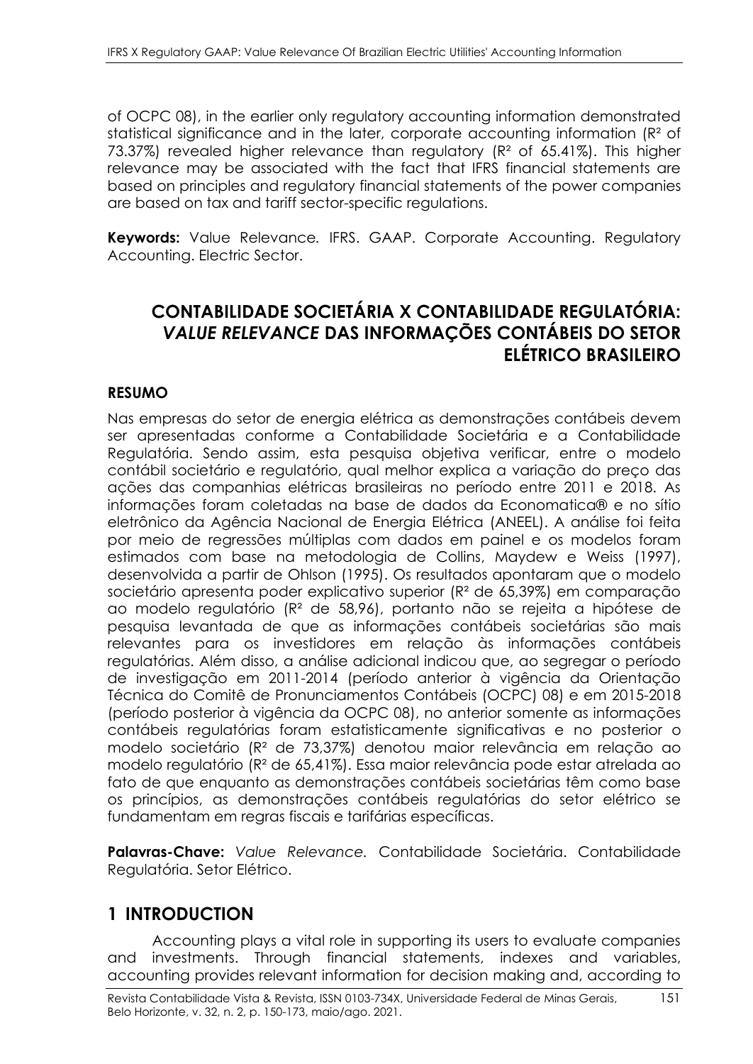of OCPC 08), in the earlier only regulatory accounting information demonstrated statistical significance and in the later, corporate accounting information ($R^2$ of 73.37%) revealed higher relevance than regulatory ($R^2$ of 65.41%). This higher relevance may be associated with the fact that IFRS financial statements are based on principles and regulatory financial statements of the power companies are based on tax and tariff sector-specific regulations.

**Keywords:** Value Relevance. IFRS. GAAP. Corporate Accounting. Regulatory Accounting. Electric Sector.

## CONTABILIDADE SOCIETÁRIA X CONTABILIDADE REGULATÓRIA: *VALUE RELEVANCE* DAS INFORMAÇÕES CONTÁBEIS DO SETOR ELÉTRICO BRASILEIRO

### RESUMO

Nas empresas do setor de energia elétrica as demonstrações contábeis devem ser apresentadas conforme a Contabilidade Societária e a Contabilidade Regulatória. Sendo assim, esta pesquisa objetiva verificar, entre o modelo contábil societário e regulatório, qual melhor explica a variação do preço das ações das companhias elétricas brasileiras no período entre 2011 e 2018. As informações foram coletadas na base de dados da Economatica® e no sítio eletrônico da Agência Nacional de Energia Elétrica (ANEEL). A análise foi feita por meio de regressões múltiplas com dados em painel e os modelos foram estimados com base na metodologia de Collins, Maydew e Weiss (1997), desenvolvida a partir de Ohlson (1995). Os resultados apontaram que o modelo societário apresenta poder explicativo superior ($R^2$ de 65,39%) em comparação ao modelo regulatório ($R^2$ de 58,96), portanto não se rejeita a hipótese de pesquisa levantada de que as informações contábeis societárias são mais relevantes para os investidores em relação às informações contábeis regulatórias. Além disso, a análise adicional indicou que, ao segregar o período de investigação em 2011-2014 (período anterior à vigência da Orientação Técnica do Comitê de Pronunciamentos Contábeis (OCPC) 08) e em 2015-2018 (período posterior à vigência da OCPC 08), no anterior somente as informações contábeis regulatórias foram estatisticamente significativas e no posterior o modelo societário ($R^2$ de 73,37%) denotou maior relevância em relação ao modelo regulatório ($R^2$ de 65,41%). Essa maior relevância pode estar atrelada ao fato de que enquanto as demonstrações contábeis societárias têm como base os princípios, as demonstrações contábeis regulatórias do setor elétrico se fundamentam em regras fiscais e tarifárias específicas.

**Palavras-Chave:** *Value Relevance*. Contabilidade Societária. Contabilidade Regulatória. Setor Elétrico.

## 1 INTRODUCTION

Accounting plays a vital role in supporting its users to evaluate companies and investments. Through financial statements, indexes and variables, accounting provides relevant information for decision making and, according to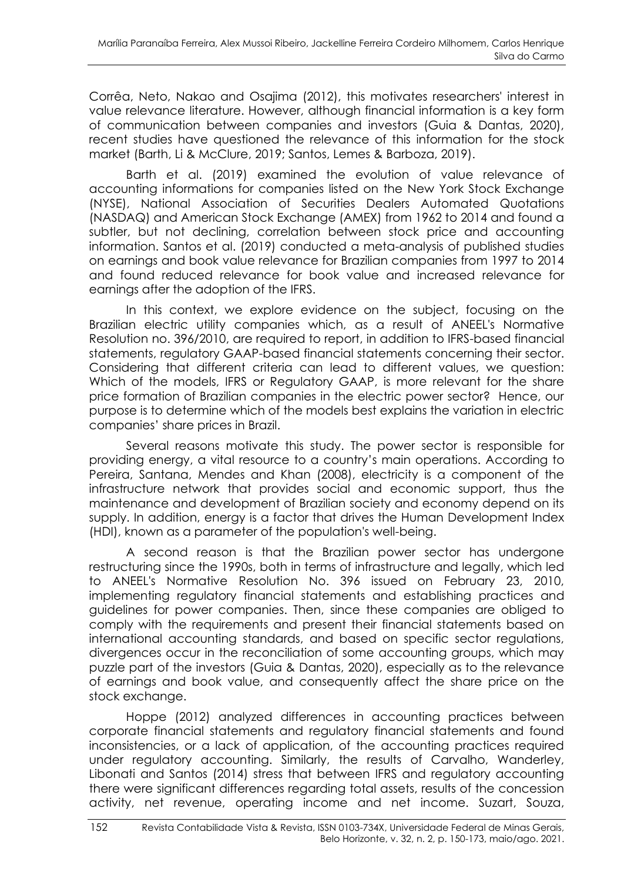Corrêa, Neto, Nakao and Osajima (2012), this motivates researchers' interest in value relevance literature. However, although financial information is a key form of communication between companies and investors (Guia & Dantas, 2020), recent studies have questioned the relevance of this information for the stock market (Barth, Li & McClure, 2019; Santos, Lemes & Barboza, 2019).

Barth et al. (2019) examined the evolution of value relevance of accounting informations for companies listed on the New York Stock Exchange (NYSE), National Association of Securities Dealers Automated Quotations (NASDAQ) and American Stock Exchange (AMEX) from 1962 to 2014 and found a subtler, but not declining, correlation between stock price and accounting information. Santos et al. (2019) conducted a meta-analysis of published studies on earnings and book value relevance for Brazilian companies from 1997 to 2014 and found reduced relevance for book value and increased relevance for earnings after the adoption of the IFRS.

In this context, we explore evidence on the subject, focusing on the Brazilian electric utility companies which, as a result of ANEEL's Normative Resolution no. 396/2010, are required to report, in addition to IFRS-based financial statements, regulatory GAAP-based financial statements concerning their sector. Considering that different criteria can lead to different values, we question: Which of the models, IFRS or Regulatory GAAP, is more relevant for the share price formation of Brazilian companies in the electric power sector? Hence, our purpose is to determine which of the models best explains the variation in electric companies' share prices in Brazil.

Several reasons motivate this study. The power sector is responsible for providing energy, a vital resource to a country's main operations. According to Pereira, Santana, Mendes and Khan (2008), electricity is a component of the infrastructure network that provides social and economic support, thus the maintenance and development of Brazilian society and economy depend on its supply. In addition, energy is a factor that drives the Human Development Index (HDI), known as a parameter of the population's well-being.

A second reason is that the Brazilian power sector has undergone restructuring since the 1990s, both in terms of infrastructure and legally, which led to ANEEL's Normative Resolution No. 396 issued on February 23, 2010, implementing regulatory financial statements and establishing practices and guidelines for power companies. Then, since these companies are obliged to comply with the requirements and present their financial statements based on international accounting standards, and based on specific sector regulations, divergences occur in the reconciliation of some accounting groups, which may puzzle part of the investors (Guia & Dantas, 2020), especially as to the relevance of earnings and book value, and consequently affect the share price on the stock exchange.

Hoppe (2012) analyzed differences in accounting practices between corporate financial statements and regulatory financial statements and found inconsistencies, or a lack of application, of the accounting practices required under regulatory accounting. Similarly, the results of Carvalho, Wanderley, Libonati and Santos (2014) stress that between IFRS and regulatory accounting there were significant differences regarding total assets, results of the concession activity, net revenue, operating income and net income. Suzart, Souza,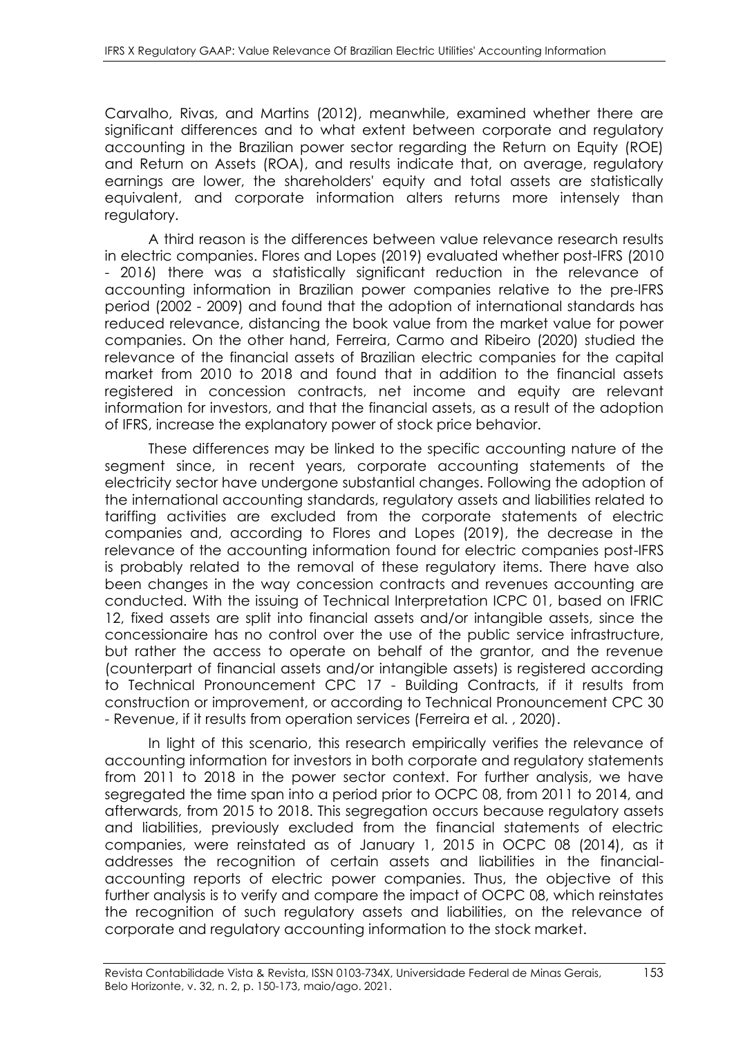Carvalho, Rivas, and Martins (2012), meanwhile, examined whether there are significant differences and to what extent between corporate and regulatory accounting in the Brazilian power sector regarding the Return on Equity (ROE) and Return on Assets (ROA), and results indicate that, on average, regulatory earnings are lower, the shareholders' equity and total assets are statistically equivalent, and corporate information alters returns more intensely than regulatory.

A third reason is the differences between value relevance research results in electric companies. Flores and Lopes (2019) evaluated whether post-IFRS (2010 - 2016) there was a statistically significant reduction in the relevance of accounting information in Brazilian power companies relative to the pre-IFRS period (2002 - 2009) and found that the adoption of international standards has reduced relevance, distancing the book value from the market value for power companies. On the other hand, Ferreira, Carmo and Ribeiro (2020) studied the relevance of the financial assets of Brazilian electric companies for the capital market from 2010 to 2018 and found that in addition to the financial assets registered in concession contracts, net income and equity are relevant information for investors, and that the financial assets, as a result of the adoption of IFRS, increase the explanatory power of stock price behavior.

These differences may be linked to the specific accounting nature of the segment since, in recent years, corporate accounting statements of the electricity sector have undergone substantial changes. Following the adoption of the international accounting standards, regulatory assets and liabilities related to tariffing activities are excluded from the corporate statements of electric companies and, according to Flores and Lopes (2019), the decrease in the relevance of the accounting information found for electric companies post-IFRS is probably related to the removal of these regulatory items. There have also been changes in the way concession contracts and revenues accounting are conducted. With the issuing of Technical Interpretation ICPC 01, based on IFRIC 12, fixed assets are split into financial assets and/or intangible assets, since the concessionaire has no control over the use of the public service infrastructure, but rather the access to operate on behalf of the grantor, and the revenue (counterpart of financial assets and/or intangible assets) is registered according to Technical Pronouncement CPC 17 - Building Contracts, if it results from construction or improvement, or according to Technical Pronouncement CPC 30 - Revenue, if it results from operation services (Ferreira et al. , 2020).

In light of this scenario, this research empirically verifies the relevance of accounting information for investors in both corporate and regulatory statements from 2011 to 2018 in the power sector context. For further analysis, we have segregated the time span into a period prior to OCPC 08, from 2011 to 2014, and afterwards, from 2015 to 2018. This segregation occurs because regulatory assets and liabilities, previously excluded from the financial statements of electric companies, were reinstated as of January 1, 2015 in OCPC 08 (2014), as it addresses the recognition of certain assets and liabilities in the financial-accounting reports of electric power companies. Thus, the objective of this further analysis is to verify and compare the impact of OCPC 08, which reinstates the recognition of such regulatory assets and liabilities, on the relevance of corporate and regulatory accounting information to the stock market.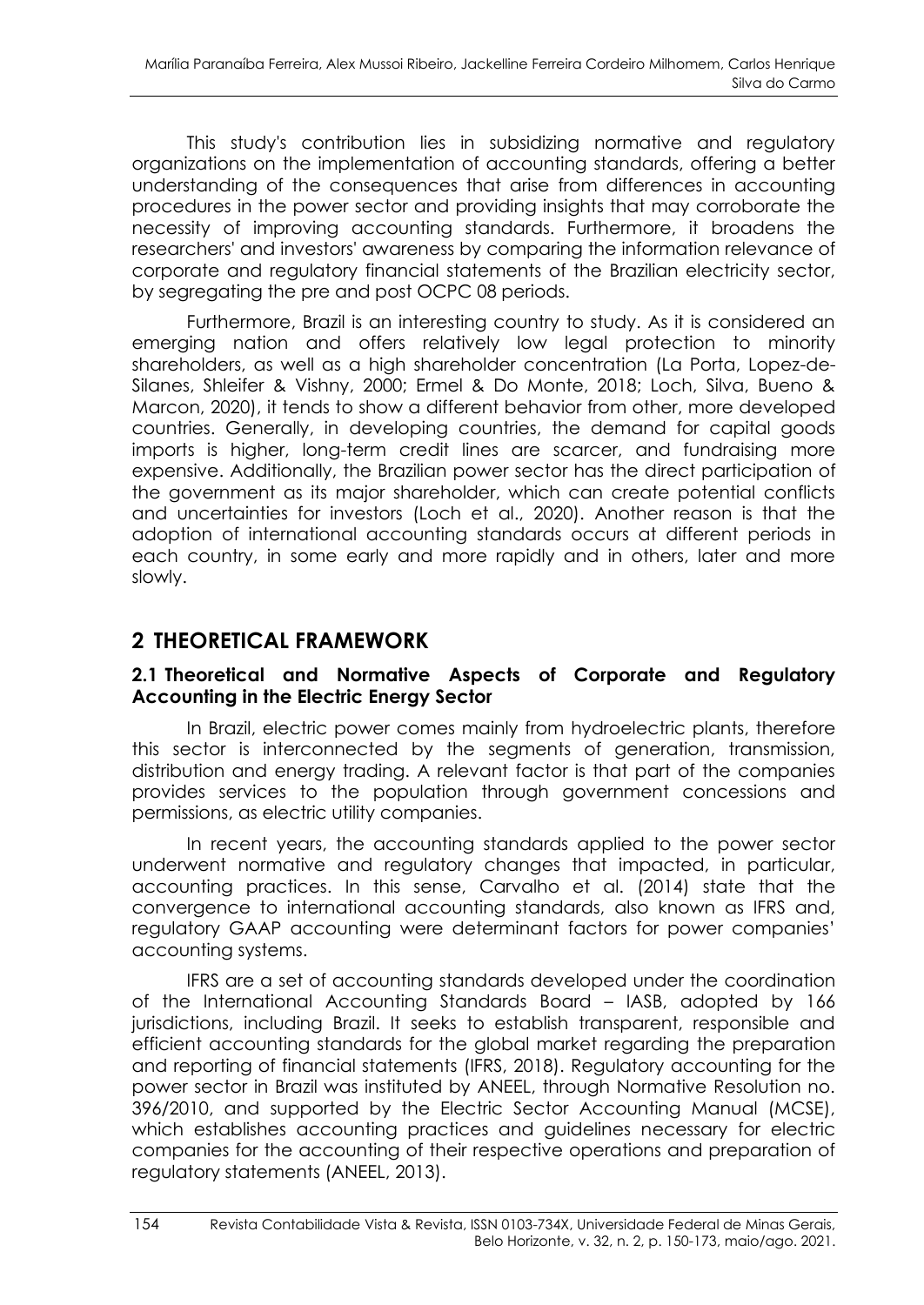This study's contribution lies in subsidizing normative and regulatory organizations on the implementation of accounting standards, offering a better understanding of the consequences that arise from differences in accounting procedures in the power sector and providing insights that may corroborate the necessity of improving accounting standards. Furthermore, it broadens the researchers' and investors' awareness by comparing the information relevance of corporate and regulatory financial statements of the Brazilian electricity sector, by segregating the pre and post OCPC 08 periods.

Furthermore, Brazil is an interesting country to study. As it is considered an emerging nation and offers relatively low legal protection to minority shareholders, as well as a high shareholder concentration (La Porta, Lopez-de-Silanes, Shleifer & Vishny, 2000; Ermel & Do Monte, 2018; Loch, Silva, Bueno & Marcon, 2020), it tends to show a different behavior from other, more developed countries. Generally, in developing countries, the demand for capital goods imports is higher, long-term credit lines are scarcer, and fundraising more expensive. Additionally, the Brazilian power sector has the direct participation of the government as its major shareholder, which can create potential conflicts and uncertainties for investors (Loch et al., 2020). Another reason is that the adoption of international accounting standards occurs at different periods in each country, in some early and more rapidly and in others, later and more slowly.

## 2 THEORETICAL FRAMEWORK

### 2.1 Theoretical and Normative Aspects of Corporate and Regulatory Accounting in the Electric Energy Sector

In Brazil, electric power comes mainly from hydroelectric plants, therefore this sector is interconnected by the segments of generation, transmission, distribution and energy trading. A relevant factor is that part of the companies provides services to the population through government concessions and permissions, as electric utility companies.

In recent years, the accounting standards applied to the power sector underwent normative and regulatory changes that impacted, in particular, accounting practices. In this sense, Carvalho et al. (2014) state that the convergence to international accounting standards, also known as IFRS and, regulatory GAAP accounting were determinant factors for power companies' accounting systems.

IFRS are a set of accounting standards developed under the coordination of the International Accounting Standards Board – IASB, adopted by 166 jurisdictions, including Brazil. It seeks to establish transparent, responsible and efficient accounting standards for the global market regarding the preparation and reporting of financial statements (IFRS, 2018). Regulatory accounting for the power sector in Brazil was instituted by ANEEL, through Normative Resolution no. 396/2010, and supported by the Electric Sector Accounting Manual (MCSE), which establishes accounting practices and guidelines necessary for electric companies for the accounting of their respective operations and preparation of regulatory statements (ANEEL, 2013).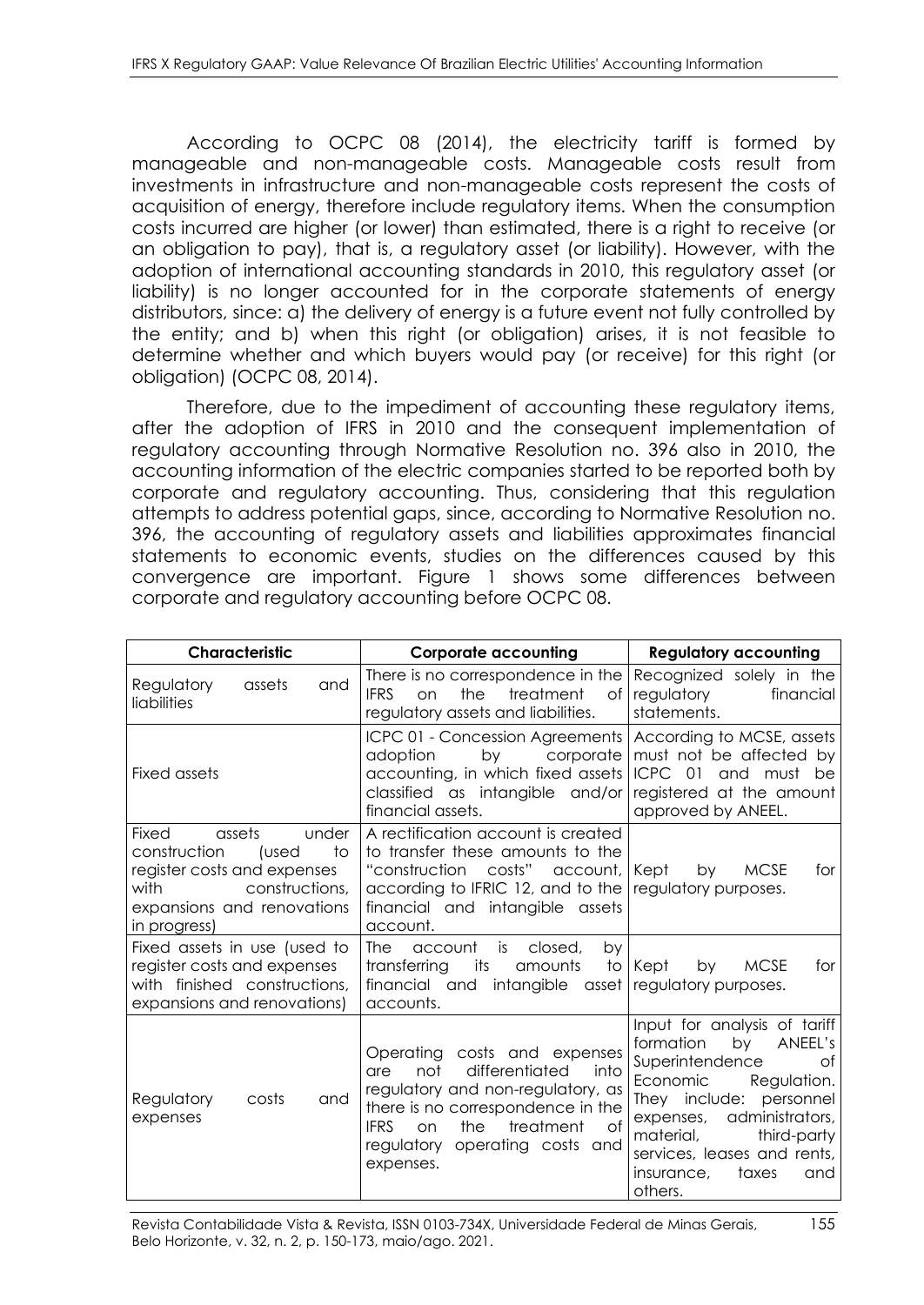According to OCPC 08 (2014), the electricity tariff is formed by manageable and non-manageable costs. Manageable costs result from investments in infrastructure and non-manageable costs represent the costs of acquisition of energy, therefore include regulatory items. When the consumption costs incurred are higher (or lower) than estimated, there is a right to receive (or an obligation to pay), that is, a regulatory asset (or liability). However, with the adoption of international accounting standards in 2010, this regulatory asset (or liability) is no longer accounted for in the corporate statements of energy distributors, since: a) the delivery of energy is a future event not fully controlled by the entity; and b) when this right (or obligation) arises, it is not feasible to determine whether and which buyers would pay (or receive) for this right (or obligation) (OCPC 08, 2014).

Therefore, due to the impediment of accounting these regulatory items, after the adoption of IFRS in 2010 and the consequent implementation of regulatory accounting through Normative Resolution no. 396 also in 2010, the accounting information of the electric companies started to be reported both by corporate and regulatory accounting. Thus, considering that this regulation attempts to address potential gaps, since, according to Normative Resolution no. 396, the accounting of regulatory assets and liabilities approximates financial statements to economic events, studies on the differences caused by this convergence are important. Figure 1 shows some differences between corporate and regulatory accounting before OCPC 08.

| Characteristic | Corporate accounting | Regulatory accounting |
|---|---|---|
| Regulatory assets and liabilities | There is no correspondence in the IFRS on the treatment of regulatory assets and liabilities. | Recognized solely in the regulatory financial statements. |
| Fixed assets | ICPC 01 - Concession Agreements adoption by corporate accounting, in which fixed assets classified as intangible and/or financial assets. | According to MCSE, assets must not be affected by ICPC 01 and must be registered at the amount approved by ANEEL. |
| Fixed assets under construction (used to register costs and expenses with constructions, expansions and renovations in progress) | A rectification account is created to transfer these amounts to the "construction costs" account, according to IFRIC 12, and to the financial and intangible assets account. | Kept by MCSE for regulatory purposes. |
| Fixed assets in use (used to register costs and expenses with finished constructions, expansions and renovations) | The account is closed, by transferring its amounts to financial and intangible asset accounts. | Kept by MCSE for regulatory purposes. |
| Regulatory costs and expenses | Operating costs and expenses are not differentiated into regulatory and non-regulatory, as there is no correspondence in the IFRS on the treatment of regulatory operating costs and expenses. | Input for analysis of tariff formation by ANEEL's Superintendence of Economic Regulation. They include: personnel expenses, administrators, material, third-party services, leases and rents, insurance, taxes and others. |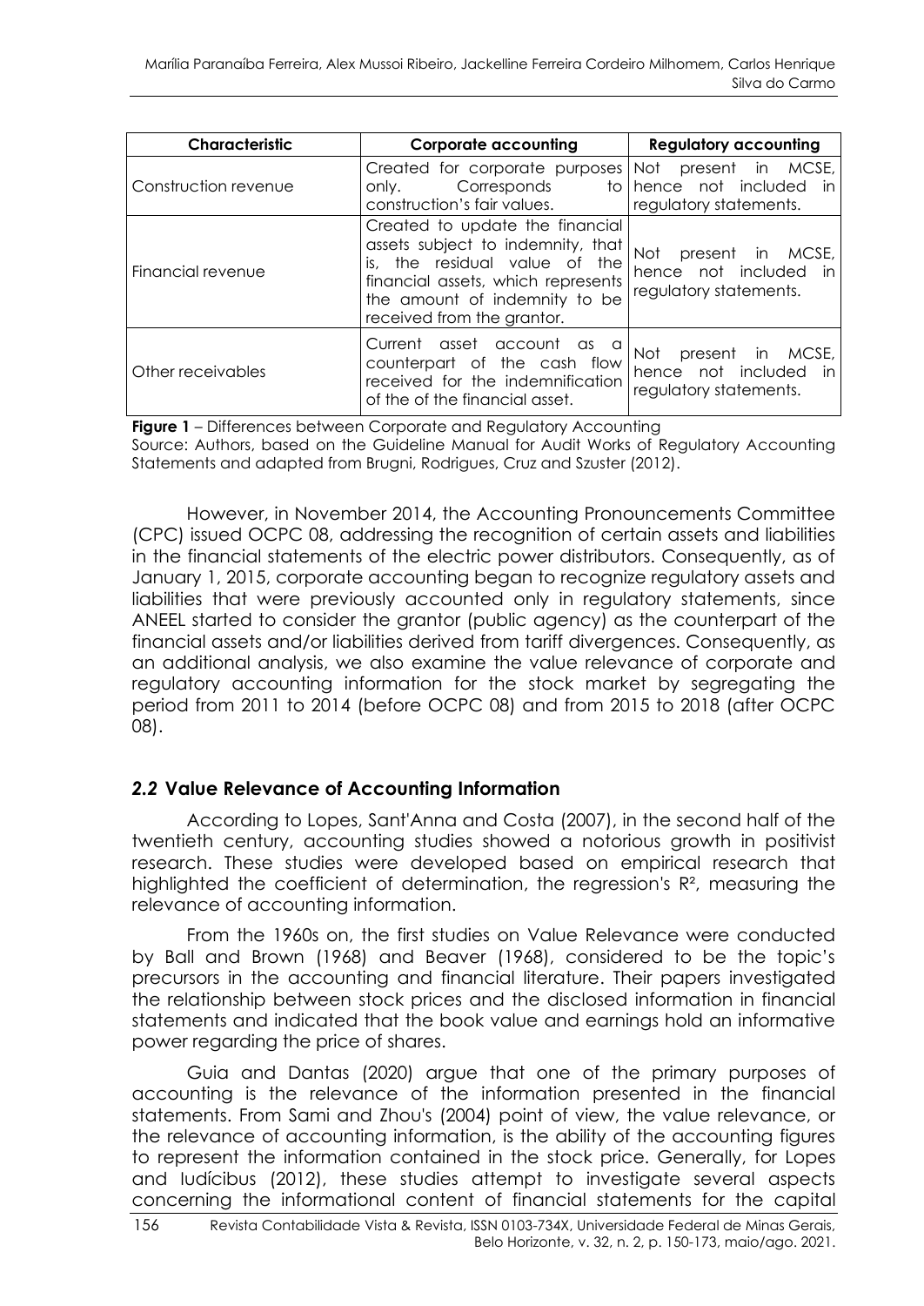| Characteristic | Corporate accounting | Regulatory accounting |
|---|---|---|
| Construction revenue | Created for corporate purposes only. Corresponds to construction's fair values. | Not present in MCSE, hence not included in regulatory statements. |
| Financial revenue | Created to update the financial assets subject to indemnity, that is, the residual value of the financial assets, which represents the amount of indemnity to be received from the grantor. | Not present in MCSE, hence not included in regulatory statements. |
| Other receivables | Current asset account as a counterpart of the cash flow received for the indemnification of the of the financial asset. | Not present in MCSE, hence not included in regulatory statements. |

**Figure 1** – Differences between Corporate and Regulatory Accounting
Source: Authors, based on the Guideline Manual for Audit Works of Regulatory Accounting Statements and adapted from Brugni, Rodrigues, Cruz and Szuster (2012).

However, in November 2014, the Accounting Pronouncements Committee (CPC) issued OCPC 08, addressing the recognition of certain assets and liabilities in the financial statements of the electric power distributors. Consequently, as of January 1, 2015, corporate accounting began to recognize regulatory assets and liabilities that were previously accounted only in regulatory statements, since ANEEL started to consider the grantor (public agency) as the counterpart of the financial assets and/or liabilities derived from tariff divergences. Consequently, as an additional analysis, we also examine the value relevance of corporate and regulatory accounting information for the stock market by segregating the period from 2011 to 2014 (before OCPC 08) and from 2015 to 2018 (after OCPC 08).

## *2.2* Value Relevance of Accounting Information

According to Lopes, Sant'Anna and Costa (2007), in the second half of the twentieth century, accounting studies showed a notorious growth in positivist research. These studies were developed based on empirical research that highlighted the coefficient of determination, the regression's $R^2$, measuring the relevance of accounting information.

From the 1960s on, the first studies on Value Relevance were conducted by Ball and Brown (1968) and Beaver (1968), considered to be the topic's precursors in the accounting and financial literature. Their papers investigated the relationship between stock prices and the disclosed information in financial statements and indicated that the book value and earnings hold an informative power regarding the price of shares.

Guia and Dantas (2020) argue that one of the primary purposes of accounting is the relevance of the information presented in the financial statements. From Sami and Zhou's (2004) point of view, the value relevance, or the relevance of accounting information, is the ability of the accounting figures to represent the information contained in the stock price. Generally, for Lopes and Iudícibus (2012), these studies attempt to investigate several aspects concerning the informational content of financial statements for the capital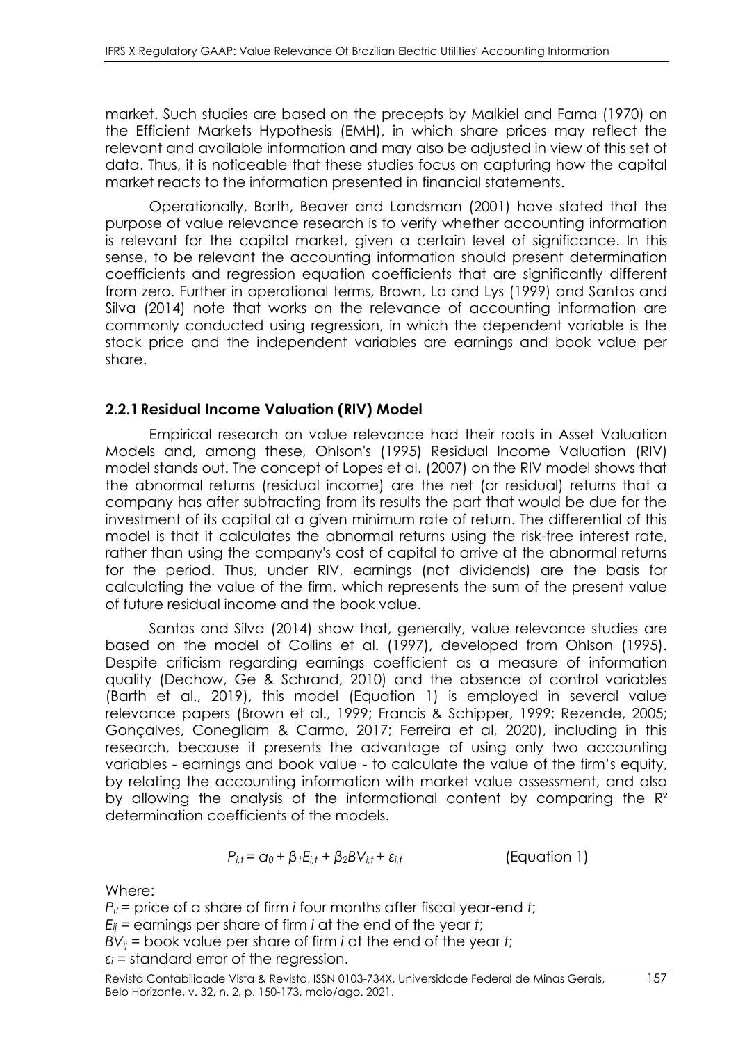market. Such studies are based on the precepts by Malkiel and Fama (1970) on the Efficient Markets Hypothesis (EMH), in which share prices may reflect the relevant and available information and may also be adjusted in view of this set of data. Thus, it is noticeable that these studies focus on capturing how the capital market reacts to the information presented in financial statements.

Operationally, Barth, Beaver and Landsman (2001) have stated that the purpose of value relevance research is to verify whether accounting information is relevant for the capital market, given a certain level of significance. In this sense, to be relevant the accounting information should present determination coefficients and regression equation coefficients that are significantly different from zero. Further in operational terms, Brown, Lo and Lys (1999) and Santos and Silva (2014) note that works on the relevance of accounting information are commonly conducted using regression, in which the dependent variable is the stock price and the independent variables are earnings and book value per share.

### 2.2.1 Residual Income Valuation (RIV) Model

Empirical research on value relevance had their roots in Asset Valuation Models and, among these, Ohlson's (1995) Residual Income Valuation (RIV) model stands out. The concept of Lopes et al. (2007) on the RIV model shows that the abnormal returns (residual income) are the net (or residual) returns that a company has after subtracting from its results the part that would be due for the investment of its capital at a given minimum rate of return. The differential of this model is that it calculates the abnormal returns using the risk-free interest rate, rather than using the company's cost of capital to arrive at the abnormal returns for the period. Thus, under RIV, earnings (not dividends) are the basis for calculating the value of the firm, which represents the sum of the present value of future residual income and the book value.

Santos and Silva (2014) show that, generally, value relevance studies are based on the model of Collins et al. (1997), developed from Ohlson (1995). Despite criticism regarding earnings coefficient as a measure of information quality (Dechow, Ge & Schrand, 2010) and the absence of control variables (Barth et al., 2019), this model (Equation 1) is employed in several value relevance papers (Brown et al., 1999; Francis & Schipper, 1999; Rezende, 2005; Gonçalves, Conegliam & Carmo, 2017; Ferreira et al, 2020), including in this research, because it presents the advantage of using only two accounting variables - earnings and book value - to calculate the value of the firm's equity, by relating the accounting information with market value assessment, and also by allowing the analysis of the informational content by comparing the $R^2$ determination coefficients of the models.

$$P_{i,t} = \alpha_0 + \beta_1 E_{i,t} + \beta_2 BV_{i,t} + \varepsilon_{i,t} \qquad \text{(Equation 1)}$$

Where:

$P_{it}$ = price of a share of firm *i* four months after fiscal year-end *t*;
$E_{ij}$ = earnings per share of firm *i* at the end of the year *t*;
$BV_{ij}$ = book value per share of firm *i* at the end of the year *t*;
$\varepsilon_i$ = standard error of the regression.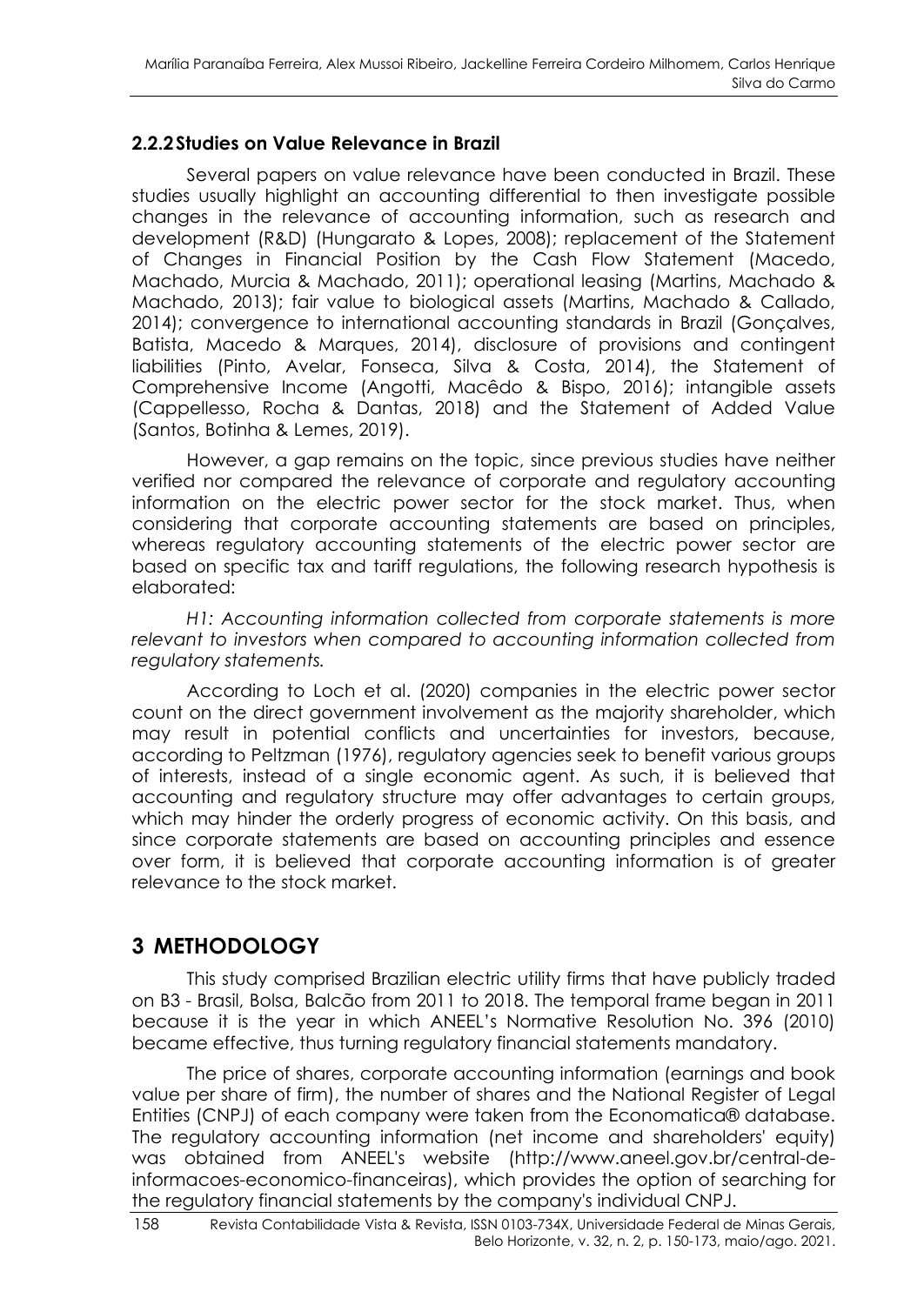### 2.2.2 Studies on Value Relevance in Brazil

Several papers on value relevance have been conducted in Brazil. These studies usually highlight an accounting differential to then investigate possible changes in the relevance of accounting information, such as research and development (R&D) (Hungarato & Lopes, 2008); replacement of the Statement of Changes in Financial Position by the Cash Flow Statement (Macedo, Machado, Murcia & Machado, 2011); operational leasing (Martins, Machado & Machado, 2013); fair value to biological assets (Martins, Machado & Callado, 2014); convergence to international accounting standards in Brazil (Gonçalves, Batista, Macedo & Marques, 2014), disclosure of provisions and contingent liabilities (Pinto, Avelar, Fonseca, Silva & Costa, 2014), the Statement of Comprehensive Income (Angotti, Macêdo & Bispo, 2016); intangible assets (Cappellesso, Rocha & Dantas, 2018) and the Statement of Added Value (Santos, Botinha & Lemes, 2019).

However, a gap remains on the topic, since previous studies have neither verified nor compared the relevance of corporate and regulatory accounting information on the electric power sector for the stock market. Thus, when considering that corporate accounting statements are based on principles, whereas regulatory accounting statements of the electric power sector are based on specific tax and tariff regulations, the following research hypothesis is elaborated:

*H1: Accounting information collected from corporate statements is more relevant to investors when compared to accounting information collected from regulatory statements.*

According to Loch et al. (2020) companies in the electric power sector count on the direct government involvement as the majority shareholder, which may result in potential conflicts and uncertainties for investors, because, according to Peltzman (1976), regulatory agencies seek to benefit various groups of interests, instead of a single economic agent. As such, it is believed that accounting and regulatory structure may offer advantages to certain groups, which may hinder the orderly progress of economic activity. On this basis, and since corporate statements are based on accounting principles and essence over form, it is believed that corporate accounting information is of greater relevance to the stock market.

## 3 METHODOLOGY

This study comprised Brazilian electric utility firms that have publicly traded on B3 - Brasil, Bolsa, Balcão from 2011 to 2018. The temporal frame began in 2011 because it is the year in which ANEEL's Normative Resolution No. 396 (2010) became effective, thus turning regulatory financial statements mandatory.

The price of shares, corporate accounting information (earnings and book value per share of firm), the number of shares and the National Register of Legal Entities (CNPJ) of each company were taken from the Economatica® database. The regulatory accounting information (net income and shareholders' equity) was obtained from ANEEL's website (http://www.aneel.gov.br/central-de-informacoes-economico-financeiras), which provides the option of searching for the regulatory financial statements by the company's individual CNPJ.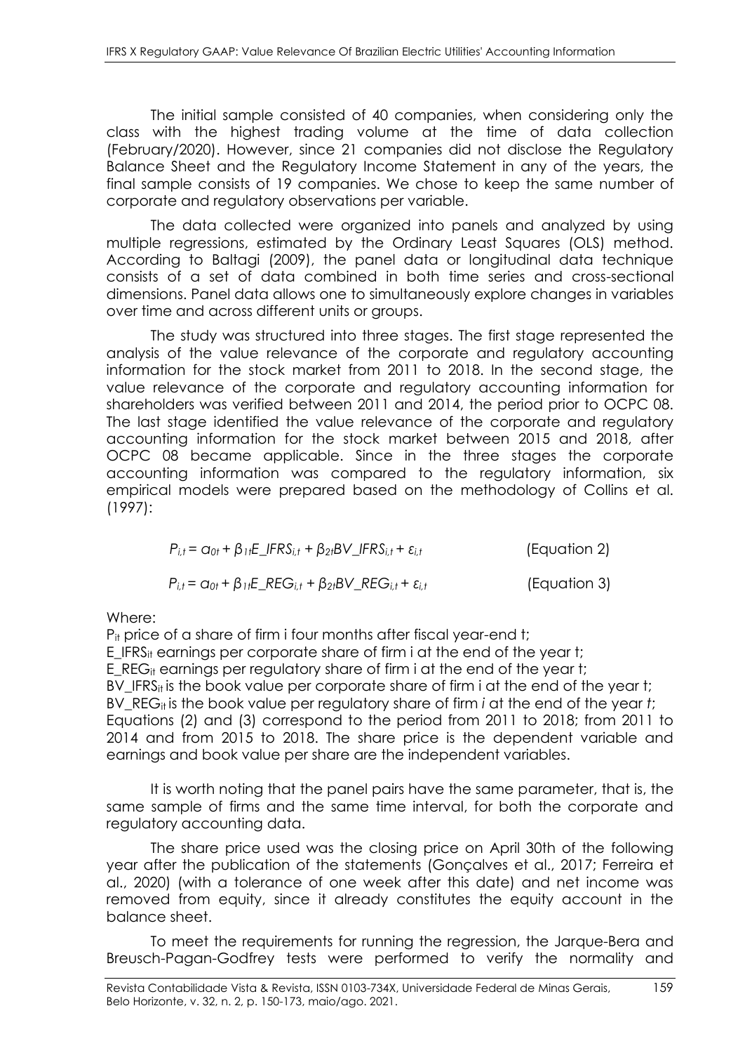The initial sample consisted of 40 companies, when considering only the class with the highest trading volume at the time of data collection (February/2020). However, since 21 companies did not disclose the Regulatory Balance Sheet and the Regulatory Income Statement in any of the years, the final sample consists of 19 companies. We chose to keep the same number of corporate and regulatory observations per variable.

The data collected were organized into panels and analyzed by using multiple regressions, estimated by the Ordinary Least Squares (OLS) method. According to Baltagi (2009), the panel data or longitudinal data technique consists of a set of data combined in both time series and cross-sectional dimensions. Panel data allows one to simultaneously explore changes in variables over time and across different units or groups.

The study was structured into three stages. The first stage represented the analysis of the value relevance of the corporate and regulatory accounting information for the stock market from 2011 to 2018. In the second stage, the value relevance of the corporate and regulatory accounting information for shareholders was verified between 2011 and 2014, the period prior to OCPC 08. The last stage identified the value relevance of the corporate and regulatory accounting information for the stock market between 2015 and 2018, after OCPC 08 became applicable. Since in the three stages the corporate accounting information was compared to the regulatory information, six empirical models were prepared based on the methodology of Collins et al. (1997):

$$P_{i,t} = \alpha_{0t} + \beta_{1t}E\_IFRS_{i,t} + \beta_{2t}BV\_IFRS_{i,t} + \varepsilon_{i,t} \quad \text{(Equation 2)}$$

$$P_{i,t} = \alpha_{0t} + \beta_{1t}E\_REG_{i,t} + \beta_{2t}BV\_REG_{i,t} + \varepsilon_{i,t} \quad \text{(Equation 3)}$$

Where:

$P_{it}$ price of a share of firm i four months after fiscal year-end t;
$E\_IFRS_{it}$ earnings per corporate share of firm i at the end of the year t;
$E\_REG_{it}$ earnings per regulatory share of firm i at the end of the year t;
$BV\_IFRS_{it}$ is the book value per corporate share of firm i at the end of the year t;
$BV\_REG_{it}$ is the book value per regulatory share of firm *i* at the end of the year *t*;
Equations (2) and (3) correspond to the period from 2011 to 2018; from 2011 to 2014 and from 2015 to 2018. The share price is the dependent variable and earnings and book value per share are the independent variables.

It is worth noting that the panel pairs have the same parameter, that is, the same sample of firms and the same time interval, for both the corporate and regulatory accounting data.

The share price used was the closing price on April 30th of the following year after the publication of the statements (Gonçalves et al., 2017; Ferreira et al., 2020) (with a tolerance of one week after this date) and net income was removed from equity, since it already constitutes the equity account in the balance sheet.

To meet the requirements for running the regression, the Jarque-Bera and Breusch-Pagan-Godfrey tests were performed to verify the normality and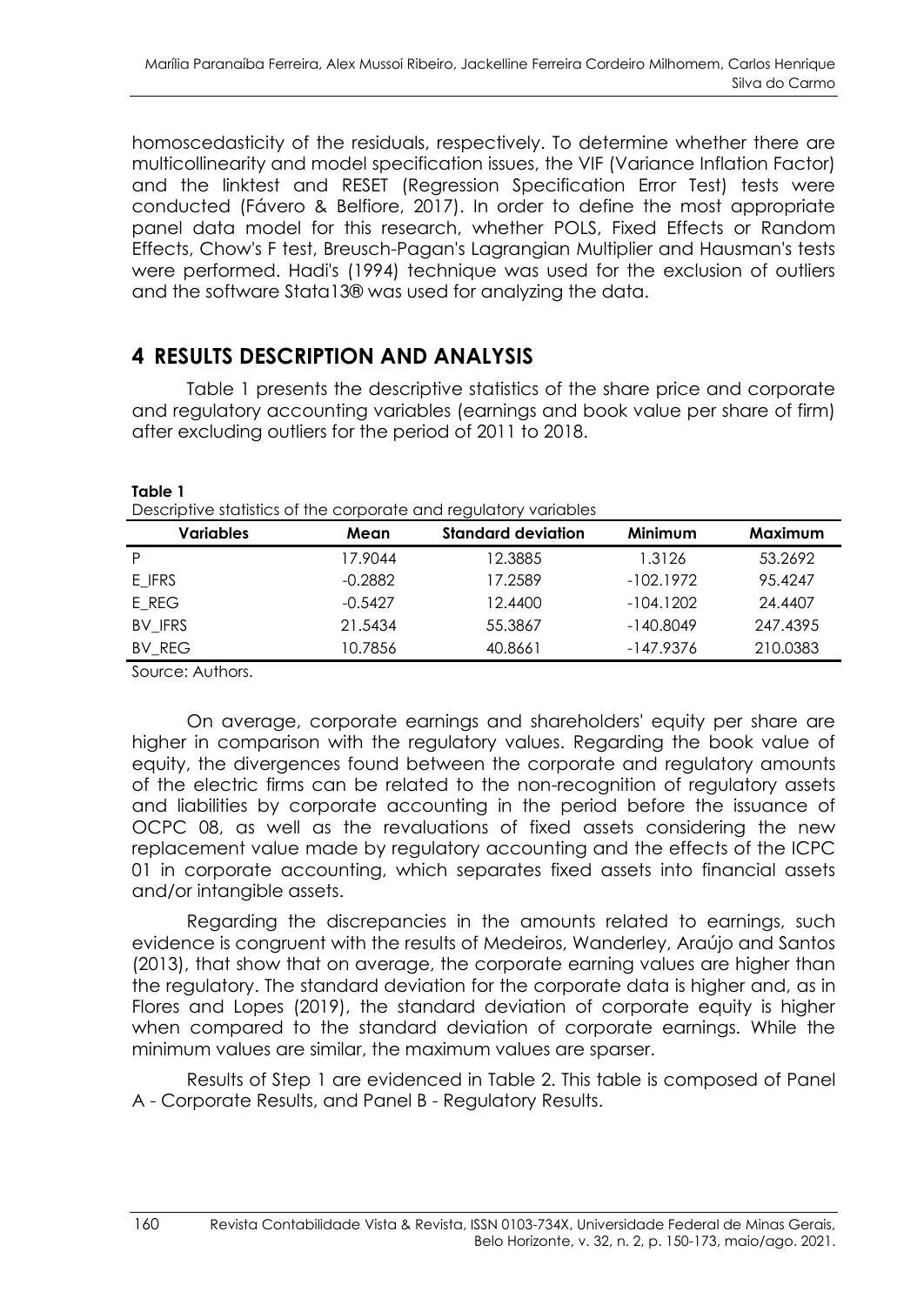homoscedasticity of the residuals, respectively. To determine whether there are multicollinearity and model specification issues, the VIF (Variance Inflation Factor) and the linktest and RESET (Regression Specification Error Test) tests were conducted (Fávero & Belfiore, 2017). In order to define the most appropriate panel data model for this research, whether POLS, Fixed Effects or Random Effects, Chow's F test, Breusch-Pagan's Lagrangian Multiplier and Hausman's tests were performed. Hadi's (1994) technique was used for the exclusion of outliers and the software Stata13® was used for analyzing the data.

## 4 RESULTS DESCRIPTION AND ANALYSIS

Table 1 presents the descriptive statistics of the share price and corporate and regulatory accounting variables (earnings and book value per share of firm) after excluding outliers for the period of 2011 to 2018.

**Table 1**
Descriptive statistics of the corporate and regulatory variables

| Variables | Mean | Standard deviation | Minimum | Maximum |
|---|---|---|---|---|
| P | 17.9044 | 12.3885 | 1.3126 | 53.2692 |
| E_IFRS | -0.2882 | 17.2589 | -102.1972 | 95.4247 |
| E_REG | -0.5427 | 12.4400 | -104.1202 | 24.4407 |
| BV_IFRS | 21.5434 | 55.3867 | -140.8049 | 247.4395 |
| BV_REG | 10.7856 | 40.8661 | -147.9376 | 210.0383 |

Source: Authors.

On average, corporate earnings and shareholders' equity per share are higher in comparison with the regulatory values. Regarding the book value of equity, the divergences found between the corporate and regulatory amounts of the electric firms can be related to the non-recognition of regulatory assets and liabilities by corporate accounting in the period before the issuance of OCPC 08, as well as the revaluations of fixed assets considering the new replacement value made by regulatory accounting and the effects of the ICPC 01 in corporate accounting, which separates fixed assets into financial assets and/or intangible assets.

Regarding the discrepancies in the amounts related to earnings, such evidence is congruent with the results of Medeiros, Wanderley, Araújo and Santos (2013), that show that on average, the corporate earning values are higher than the regulatory. The standard deviation for the corporate data is higher and, as in Flores and Lopes (2019), the standard deviation of corporate equity is higher when compared to the standard deviation of corporate earnings. While the minimum values are similar, the maximum values are sparser.

Results of Step 1 are evidenced in Table 2. This table is composed of Panel A - Corporate Results, and Panel B - Regulatory Results.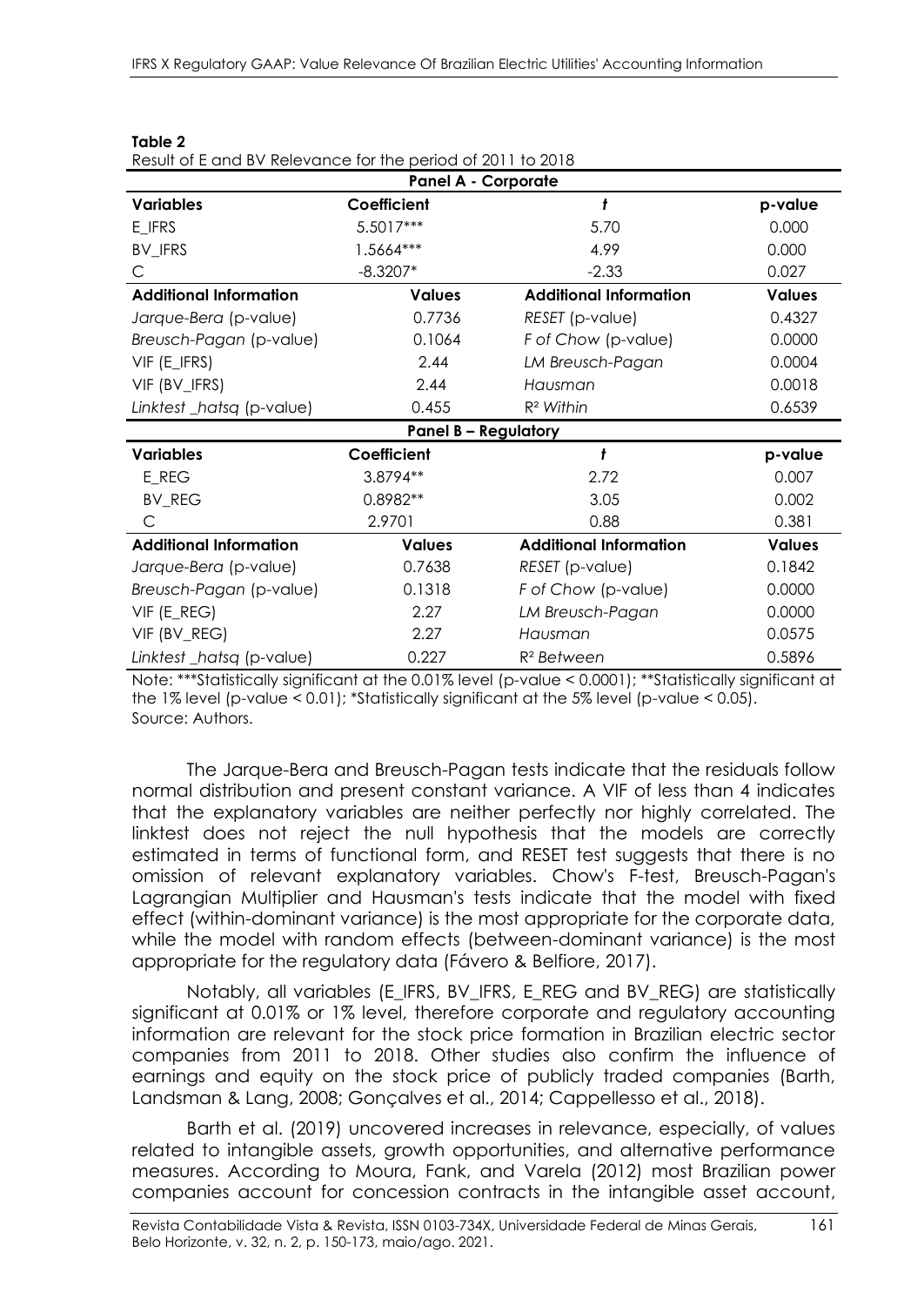**Table 2**
Result of E and BV Relevance for the period of 2011 to 2018

| **Panel A - Corporate** | | | |
|---|---|---|---|
| **Variables** | **Coefficient** | ***t*** | **p-value** |
| E_IFRS | 5.5017*** | 5.70 | 0.000 |
| BV_IFRS | 1.5664*** | 4.99 | 0.000 |
| C | -8.3207* | -2.33 | 0.027 |
| **Additional Information** | **Values** | **Additional Information** | **Values** |
| *Jarque-Bera* (p-value) | 0.7736 | *RESET* (p-value) | 0.4327 |
| *Breusch-Pagan* (p-value) | 0.1064 | *F of Chow* (p-value) | 0.0000 |
| VIF (E_IFRS) | 2.44 | *LM Breusch-Pagan* | 0.0004 |
| VIF (BV_IFRS) | 2.44 | *Hausman* | 0.0018 |
| *Linktest _hatsq* (p-value) | 0.455 | *$R^2$ Within* | 0.6539 |
| **Panel B – Regulatory** | | | |
| **Variables** | **Coefficient** | ***t*** | **p-value** |
| E_REG | 3.8794** | 2.72 | 0.007 |
| BV_REG | 0.8982** | 3.05 | 0.002 |
| C | 2.9701 | 0.88 | 0.381 |
| **Additional Information** | **Values** | **Additional Information** | **Values** |
| *Jarque-Bera* (p-value) | 0.7638 | *RESET* (p-value) | 0.1842 |
| *Breusch-Pagan* (p-value) | 0.1318 | *F of Chow* (p-value) | 0.0000 |
| VIF (E_REG) | 2.27 | *LM Breusch-Pagan* | 0.0000 |
| VIF (BV_REG) | 2.27 | *Hausman* | 0.0575 |
| *Linktest _hatsq* (p-value) | 0.227 | *$R^2$ Between* | 0.5896 |

Note: ***Statistically significant at the 0.01% level (p-value < 0.0001); **Statistically significant at the 1% level (p-value < 0.01); *Statistically significant at the 5% level (p-value < 0.05).
Source: Authors.

The Jarque-Bera and Breusch-Pagan tests indicate that the residuals follow normal distribution and present constant variance. A VIF of less than 4 indicates that the explanatory variables are neither perfectly nor highly correlated. The linktest does not reject the null hypothesis that the models are correctly estimated in terms of functional form, and RESET test suggests that there is no omission of relevant explanatory variables. Chow's F-test, Breusch-Pagan's Lagrangian Multiplier and Hausman's tests indicate that the model with fixed effect (within-dominant variance) is the most appropriate for the corporate data, while the model with random effects (between-dominant variance) is the most appropriate for the regulatory data (Fávero & Belfiore, 2017).

Notably, all variables (E_IFRS, BV_IFRS, E_REG and BV_REG) are statistically significant at 0.01% or 1% level, therefore corporate and regulatory accounting information are relevant for the stock price formation in Brazilian electric sector companies from 2011 to 2018. Other studies also confirm the influence of earnings and equity on the stock price of publicly traded companies (Barth, Landsman & Lang, 2008; Gonçalves et al., 2014; Cappellesso et al., 2018).

Barth et al. (2019) uncovered increases in relevance, especially, of values related to intangible assets, growth opportunities, and alternative performance measures. According to Moura, Fank, and Varela (2012) most Brazilian power companies account for concession contracts in the intangible asset account,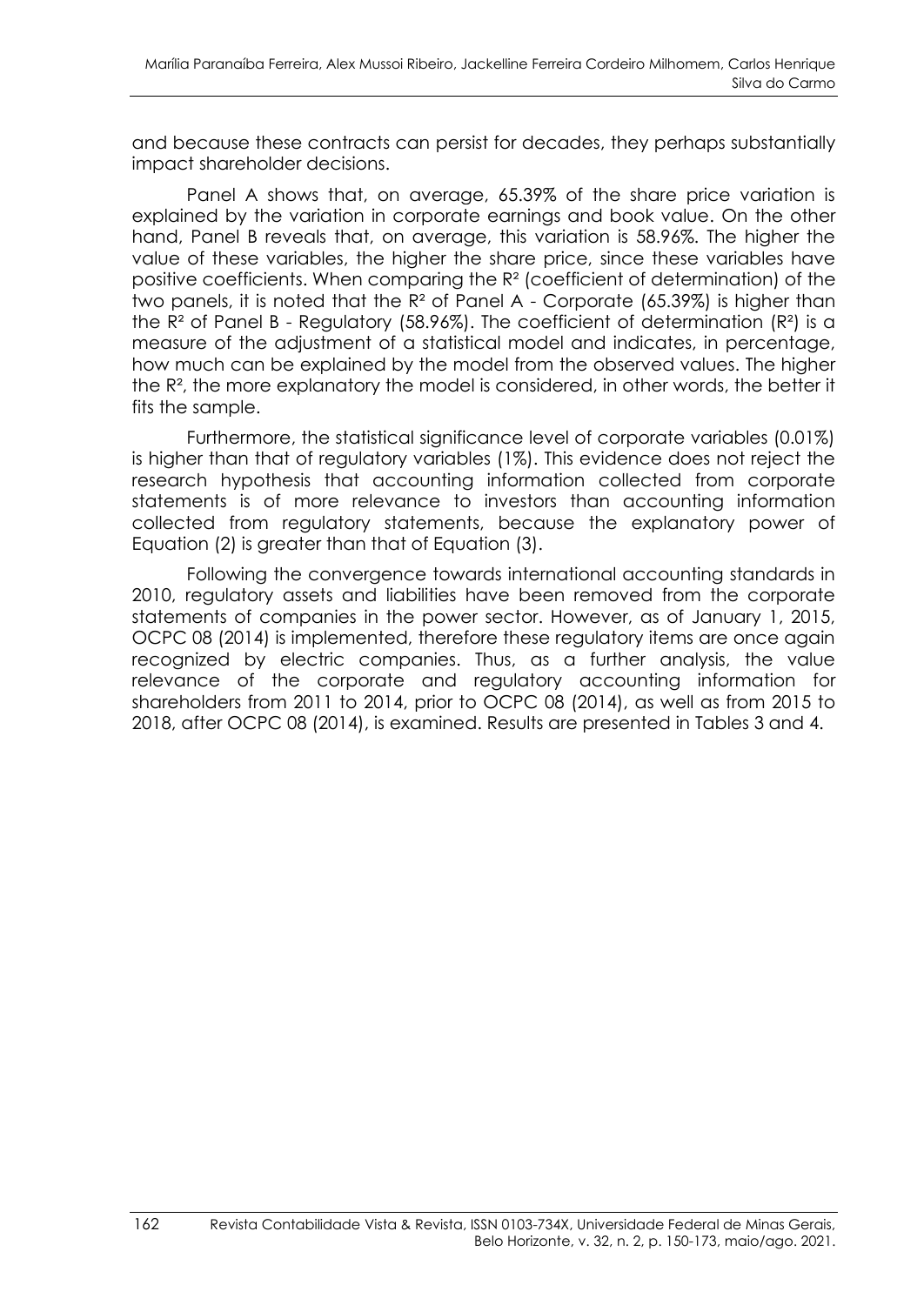and because these contracts can persist for decades, they perhaps substantially impact shareholder decisions.

Panel A shows that, on average, 65.39% of the share price variation is explained by the variation in corporate earnings and book value. On the other hand, Panel B reveals that, on average, this variation is 58.96%. The higher the value of these variables, the higher the share price, since these variables have positive coefficients. When comparing the $R^2$ (coefficient of determination) of the two panels, it is noted that the $R^2$ of Panel A - Corporate (65.39%) is higher than the $R^2$ of Panel B - Regulatory (58.96%). The coefficient of determination ($R^2$) is a measure of the adjustment of a statistical model and indicates, in percentage, how much can be explained by the model from the observed values. The higher the $R^2$, the more explanatory the model is considered, in other words, the better it fits the sample.

Furthermore, the statistical significance level of corporate variables (0.01%) is higher than that of regulatory variables (1%). This evidence does not reject the research hypothesis that accounting information collected from corporate statements is of more relevance to investors than accounting information collected from regulatory statements, because the explanatory power of Equation (2) is greater than that of Equation (3).

Following the convergence towards international accounting standards in 2010, regulatory assets and liabilities have been removed from the corporate statements of companies in the power sector. However, as of January 1, 2015, OCPC 08 (2014) is implemented, therefore these regulatory items are once again recognized by electric companies. Thus, as a further analysis, the value relevance of the corporate and regulatory accounting information for shareholders from 2011 to 2014, prior to OCPC 08 (2014), as well as from 2015 to 2018, after OCPC 08 (2014), is examined. Results are presented in Tables 3 and 4.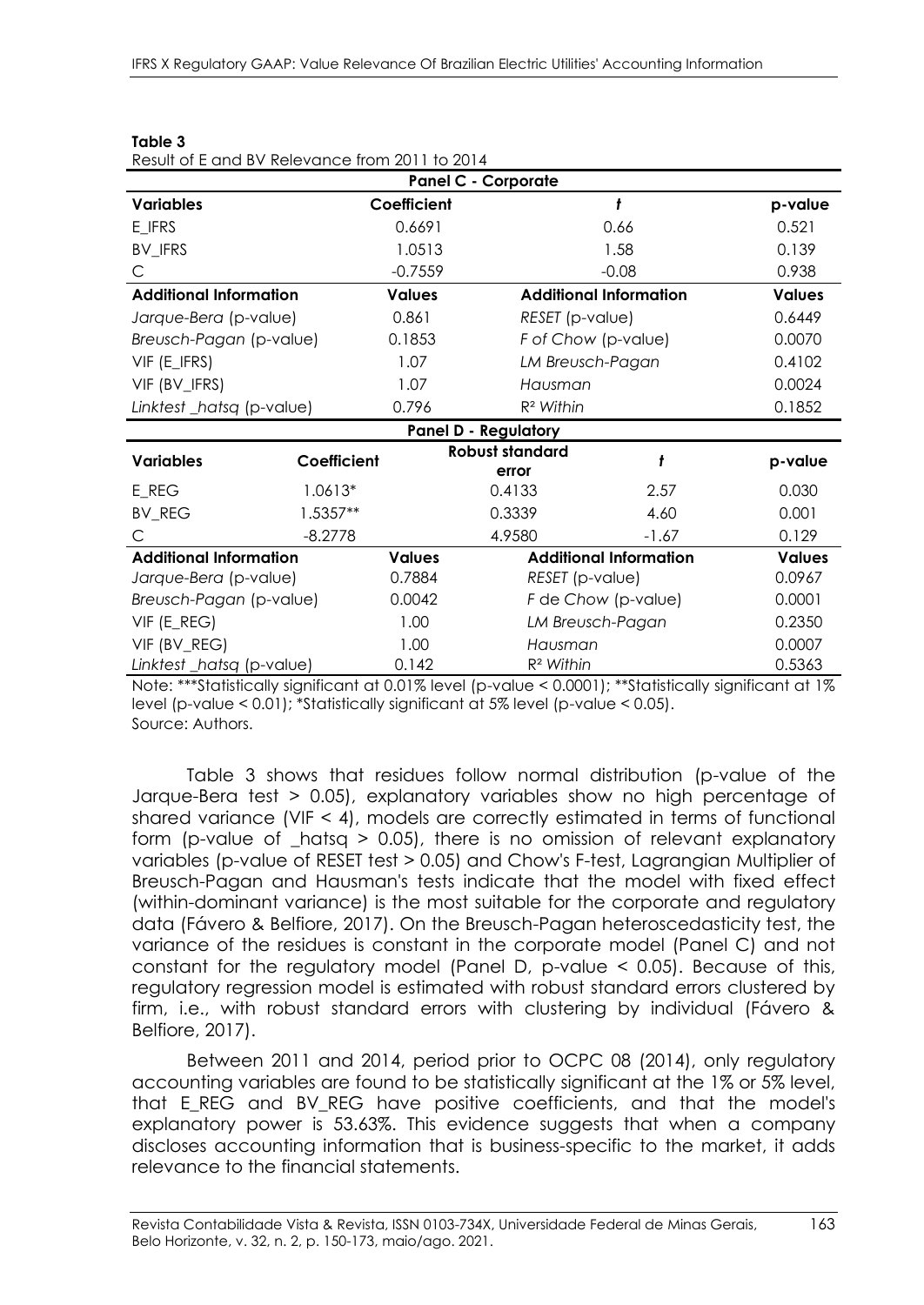**Table 3**

Result of E and BV Relevance from 2011 to 2014

| Panel C - Corporate | | | |
|---|---|---|---|
| **Variables** | **Coefficient** | ***t*** | **p-value** |
| E_IFRS | 0.6691 | 0.66 | 0.521 |
| BV_IFRS | 1.0513 | 1.58 | 0.139 |
| C | -0.7559 | -0.08 | 0.938 |
| **Additional Information** | **Values** | **Additional Information** | **Values** |
| *Jarque-Bera* (p-value) | 0.861 | *RESET* (p-value) | 0.6449 |
| *Breusch-Pagan* (p-value) | 0.1853 | *F of Chow* (p-value) | 0.0070 |
| VIF (E_IFRS) | 1.07 | *LM Breusch-Pagan* | 0.4102 |
| VIF (BV_IFRS) | 1.07 | *Hausman* | 0.0024 |
| *Linktest _hatsq* (p-value) | 0.796 | $R^2$ *Within* | 0.1852 |

| Panel D - Regulatory | | | | |
|---|---|---|---|---|
| **Variables** | **Coefficient** | **Robust standard error** | ***t*** | **p-value** |
| E_REG | 1.0613* | 0.4133 | 2.57 | 0.030 |
| BV_REG | 1.5357** | 0.3339 | 4.60 | 0.001 |
| C | -8.2778 | 4.9580 | -1.67 | 0.129 |
| **Additional Information** | **Values** | **Additional Information** | | **Values** |
| *Jarque-Bera* (p-value) | 0.7884 | *RESET* (p-value) | | 0.0967 |
| *Breusch-Pagan* (p-value) | 0.0042 | *F de Chow* (p-value) | | 0.0001 |
| VIF (E_REG) | 1.00 | *LM Breusch-Pagan* | | 0.2350 |
| VIF (BV_REG) | 1.00 | *Hausman* | | 0.0007 |
| *Linktest _hatsq* (p-value) | 0.142 | $R^2$ *Within* | | 0.5363 |

Note: ***Statistically significant at 0.01% level (p-value < 0.0001); **Statistically significant at 1% level (p-value < 0.01); *Statistically significant at 5% level (p-value < 0.05).
Source: Authors.

Table 3 shows that residues follow normal distribution (p-value of the Jarque-Bera test > 0.05), explanatory variables show no high percentage of shared variance (VIF < 4), models are correctly estimated in terms of functional form (p-value of _hatsq > 0.05), there is no omission of relevant explanatory variables (p-value of RESET test > 0.05) and Chow's F-test, Lagrangian Multiplier of Breusch-Pagan and Hausman's tests indicate that the model with fixed effect (within-dominant variance) is the most suitable for the corporate and regulatory data (Fávero & Belfiore, 2017). On the Breusch-Pagan heteroscedasticity test, the variance of the residues is constant in the corporate model (Panel C) and not constant for the regulatory model (Panel D, p-value < 0.05). Because of this, regulatory regression model is estimated with robust standard errors clustered by firm, i.e., with robust standard errors with clustering by individual (Fávero & Belfiore, 2017).

Between 2011 and 2014, period prior to OCPC 08 (2014), only regulatory accounting variables are found to be statistically significant at the 1% or 5% level, that E_REG and BV_REG have positive coefficients, and that the model's explanatory power is 53.63%. This evidence suggests that when a company discloses accounting information that is business-specific to the market, it adds relevance to the financial statements.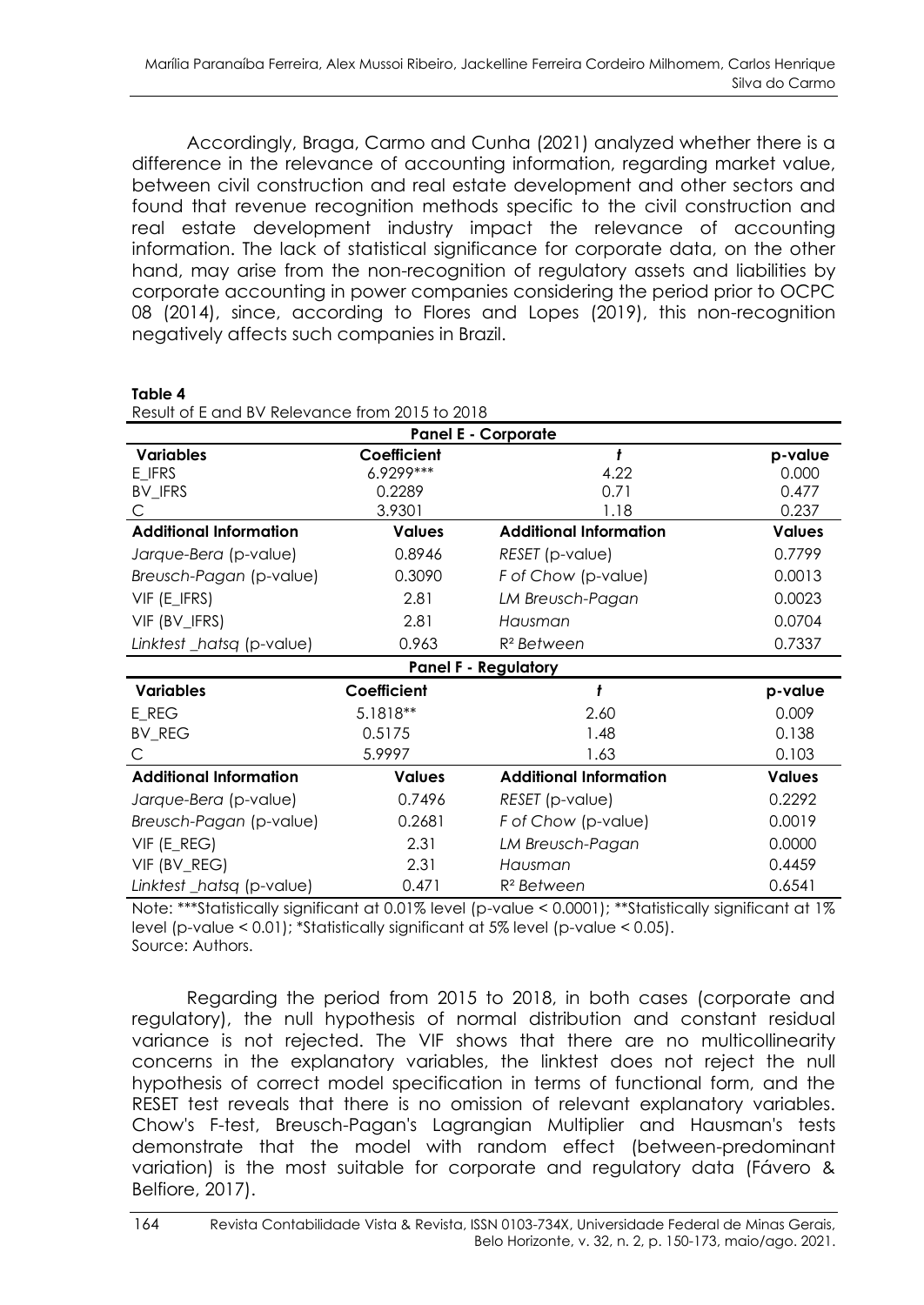Accordingly, Braga, Carmo and Cunha (2021) analyzed whether there is a difference in the relevance of accounting information, regarding market value, between civil construction and real estate development and other sectors and found that revenue recognition methods specific to the civil construction and real estate development industry impact the relevance of accounting information. The lack of statistical significance for corporate data, on the other hand, may arise from the non-recognition of regulatory assets and liabilities by corporate accounting in power companies considering the period prior to OCPC 08 (2014), since, according to Flores and Lopes (2019), this non-recognition negatively affects such companies in Brazil.

**Table 4**
Result of E and BV Relevance from 2015 to 2018

| **Panel E - Corporate** | | | |
|---|---|---|---|
| **Variables** | **Coefficient** | ***t*** | **p-value** |
| E_IFRS | 6.9299*** | 4.22 | 0.000 |
| BV_IFRS | 0.2289 | 0.71 | 0.477 |
| C | 3.9301 | 1.18 | 0.237 |
| **Additional Information** | **Values** | **Additional Information** | **Values** |
| *Jarque-Bera* (p-value) | 0.8946 | *RESET* (p-value) | 0.7799 |
| *Breusch-Pagan* (p-value) | 0.3090 | *F of Chow* (p-value) | 0.0013 |
| VIF (E_IFRS) | 2.81 | *LM Breusch-Pagan* | 0.0023 |
| VIF (BV_IFRS) | 2.81 | *Hausman* | 0.0704 |
| *Linktest _hatsq* (p-value) | 0.963 | *R² Between* | 0.7337 |
| **Panel F - Regulatory** | | | |
| **Variables** | **Coefficient** | ***t*** | **p-value** |
| E_REG | 5.1818** | 2.60 | 0.009 |
| BV_REG | 0.5175 | 1.48 | 0.138 |
| C | 5.9997 | 1.63 | 0.103 |
| **Additional Information** | **Values** | **Additional Information** | **Values** |
| *Jarque-Bera* (p-value) | 0.7496 | *RESET* (p-value) | 0.2292 |
| *Breusch-Pagan* (p-value) | 0.2681 | *F of Chow* (p-value) | 0.0019 |
| VIF (E_REG) | 2.31 | *LM Breusch-Pagan* | 0.0000 |
| VIF (BV_REG) | 2.31 | *Hausman* | 0.4459 |
| *Linktest _hatsq* (p-value) | 0.471 | *R² Between* | 0.6541 |

Note: ***Statistically significant at 0.01% level (p-value < 0.0001); **Statistically significant at 1% level (p-value < 0.01); *Statistically significant at 5% level (p-value < 0.05).
Source: Authors.

Regarding the period from 2015 to 2018, in both cases (corporate and regulatory), the null hypothesis of normal distribution and constant residual variance is not rejected. The VIF shows that there are no multicollinearity concerns in the explanatory variables, the linktest does not reject the null hypothesis of correct model specification in terms of functional form, and the RESET test reveals that there is no omission of relevant explanatory variables. Chow's F-test, Breusch-Pagan's Lagrangian Multiplier and Hausman's tests demonstrate that the model with random effect (between-predominant variation) is the most suitable for corporate and regulatory data (Fávero & Belfiore, 2017).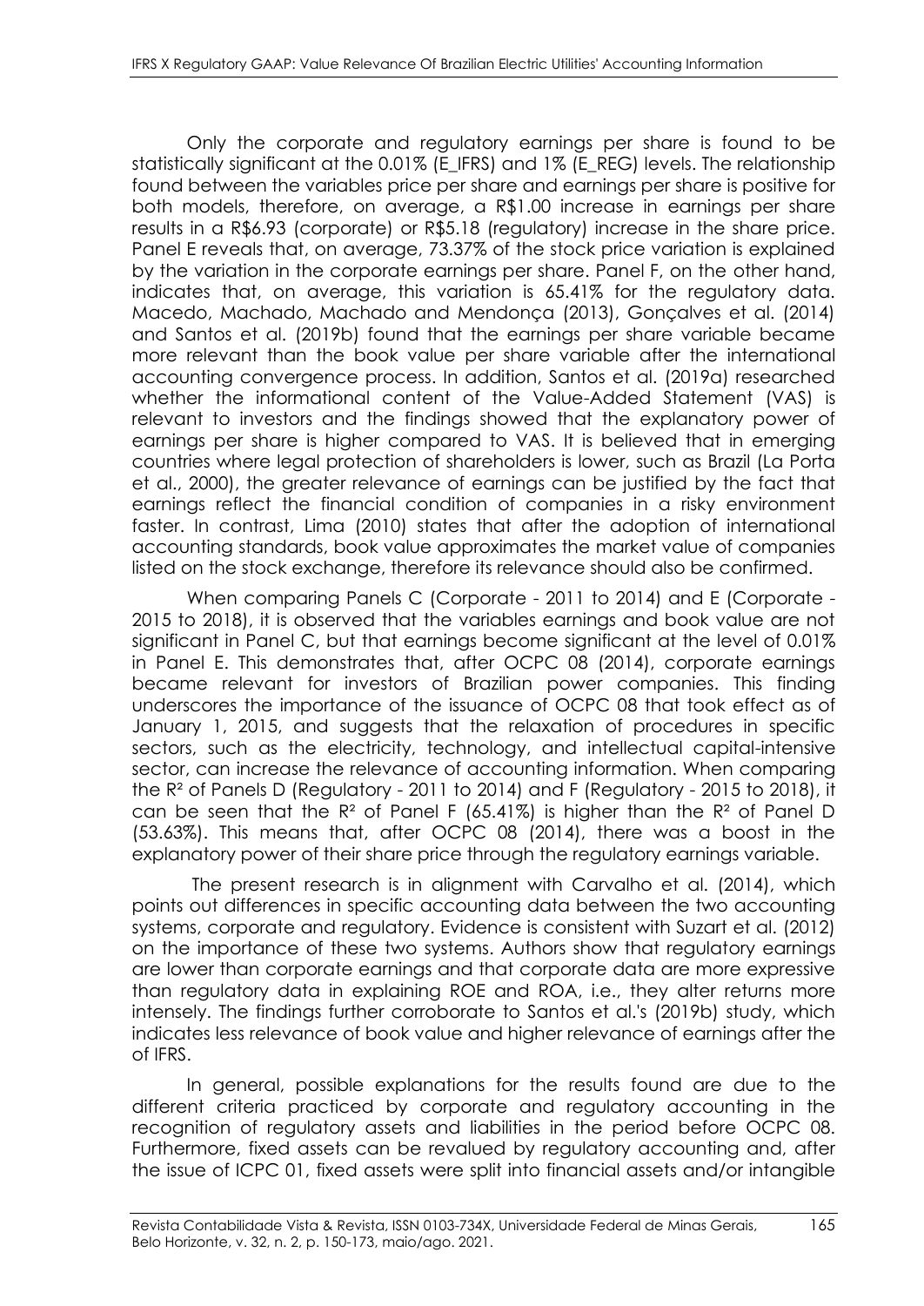Only the corporate and regulatory earnings per share is found to be statistically significant at the 0.01% (E_IFRS) and 1% (E_REG) levels. The relationship found between the variables price per share and earnings per share is positive for both models, therefore, on average, a R$1.00 increase in earnings per share results in a R$6.93 (corporate) or R$5.18 (regulatory) increase in the share price. Panel E reveals that, on average, 73.37% of the stock price variation is explained by the variation in the corporate earnings per share. Panel F, on the other hand, indicates that, on average, this variation is 65.41% for the regulatory data. Macedo, Machado, Machado and Mendonça (2013), Gonçalves et al. (2014) and Santos et al. (2019b) found that the earnings per share variable became more relevant than the book value per share variable after the international accounting convergence process. In addition, Santos et al. (2019a) researched whether the informational content of the Value-Added Statement (VAS) is relevant to investors and the findings showed that the explanatory power of earnings per share is higher compared to VAS. It is believed that in emerging countries where legal protection of shareholders is lower, such as Brazil (La Porta et al., 2000), the greater relevance of earnings can be justified by the fact that earnings reflect the financial condition of companies in a risky environment faster. In contrast, Lima (2010) states that after the adoption of international accounting standards, book value approximates the market value of companies listed on the stock exchange, therefore its relevance should also be confirmed.

When comparing Panels C (Corporate - 2011 to 2014) and E (Corporate - 2015 to 2018), it is observed that the variables earnings and book value are not significant in Panel C, but that earnings become significant at the level of 0.01% in Panel E. This demonstrates that, after OCPC 08 (2014), corporate earnings became relevant for investors of Brazilian power companies. This finding underscores the importance of the issuance of OCPC 08 that took effect as of January 1, 2015, and suggests that the relaxation of procedures in specific sectors, such as the electricity, technology, and intellectual capital-intensive sector, can increase the relevance of accounting information. When comparing the $R^2$ of Panels D (Regulatory - 2011 to 2014) and F (Regulatory - 2015 to 2018), it can be seen that the $R^2$ of Panel F (65.41%) is higher than the $R^2$ of Panel D (53.63%). This means that, after OCPC 08 (2014), there was a boost in the explanatory power of their share price through the regulatory earnings variable.

The present research is in alignment with Carvalho et al. (2014), which points out differences in specific accounting data between the two accounting systems, corporate and regulatory. Evidence is consistent with Suzart et al. (2012) on the importance of these two systems. Authors show that regulatory earnings are lower than corporate earnings and that corporate data are more expressive than regulatory data in explaining ROE and ROA, i.e., they alter returns more intensely. The findings further corroborate to Santos et al.'s (2019b) study, which indicates less relevance of book value and higher relevance of earnings after the of IFRS.

In general, possible explanations for the results found are due to the different criteria practiced by corporate and regulatory accounting in the recognition of regulatory assets and liabilities in the period before OCPC 08. Furthermore, fixed assets can be revalued by regulatory accounting and, after the issue of ICPC 01, fixed assets were split into financial assets and/or intangible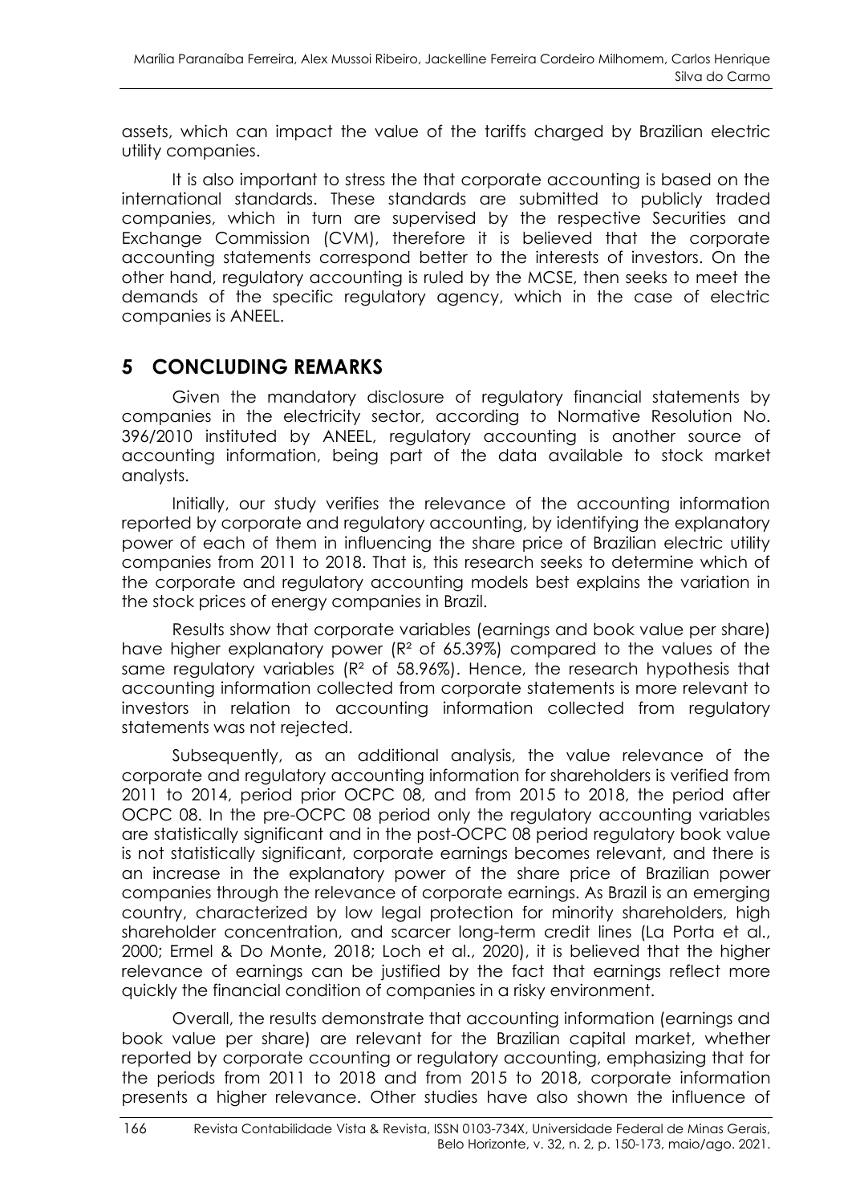assets, which can impact the value of the tariffs charged by Brazilian electric utility companies.

It is also important to stress the that corporate accounting is based on the international standards. These standards are submitted to publicly traded companies, which in turn are supervised by the respective Securities and Exchange Commission (CVM), therefore it is believed that the corporate accounting statements correspond better to the interests of investors. On the other hand, regulatory accounting is ruled by the MCSE, then seeks to meet the demands of the specific regulatory agency, which in the case of electric companies is ANEEL.

## 5 CONCLUDING REMARKS

Given the mandatory disclosure of regulatory financial statements by companies in the electricity sector, according to Normative Resolution No. 396/2010 instituted by ANEEL, regulatory accounting is another source of accounting information, being part of the data available to stock market analysts.

Initially, our study verifies the relevance of the accounting information reported by corporate and regulatory accounting, by identifying the explanatory power of each of them in influencing the share price of Brazilian electric utility companies from 2011 to 2018. That is, this research seeks to determine which of the corporate and regulatory accounting models best explains the variation in the stock prices of energy companies in Brazil.

Results show that corporate variables (earnings and book value per share) have higher explanatory power ($R^2$ of 65.39%) compared to the values of the same regulatory variables ($R^2$ of 58.96%). Hence, the research hypothesis that accounting information collected from corporate statements is more relevant to investors in relation to accounting information collected from regulatory statements was not rejected.

Subsequently, as an additional analysis, the value relevance of the corporate and regulatory accounting information for shareholders is verified from 2011 to 2014, period prior OCPC 08, and from 2015 to 2018, the period after OCPC 08. In the pre-OCPC 08 period only the regulatory accounting variables are statistically significant and in the post-OCPC 08 period regulatory book value is not statistically significant, corporate earnings becomes relevant, and there is an increase in the explanatory power of the share price of Brazilian power companies through the relevance of corporate earnings. As Brazil is an emerging country, characterized by low legal protection for minority shareholders, high shareholder concentration, and scarcer long-term credit lines (La Porta et al., 2000; Ermel & Do Monte, 2018; Loch et al., 2020), it is believed that the higher relevance of earnings can be justified by the fact that earnings reflect more quickly the financial condition of companies in a risky environment.

Overall, the results demonstrate that accounting information (earnings and book value per share) are relevant for the Brazilian capital market, whether reported by corporate ccounting or regulatory accounting, emphasizing that for the periods from 2011 to 2018 and from 2015 to 2018, corporate information presents a higher relevance. Other studies have also shown the influence of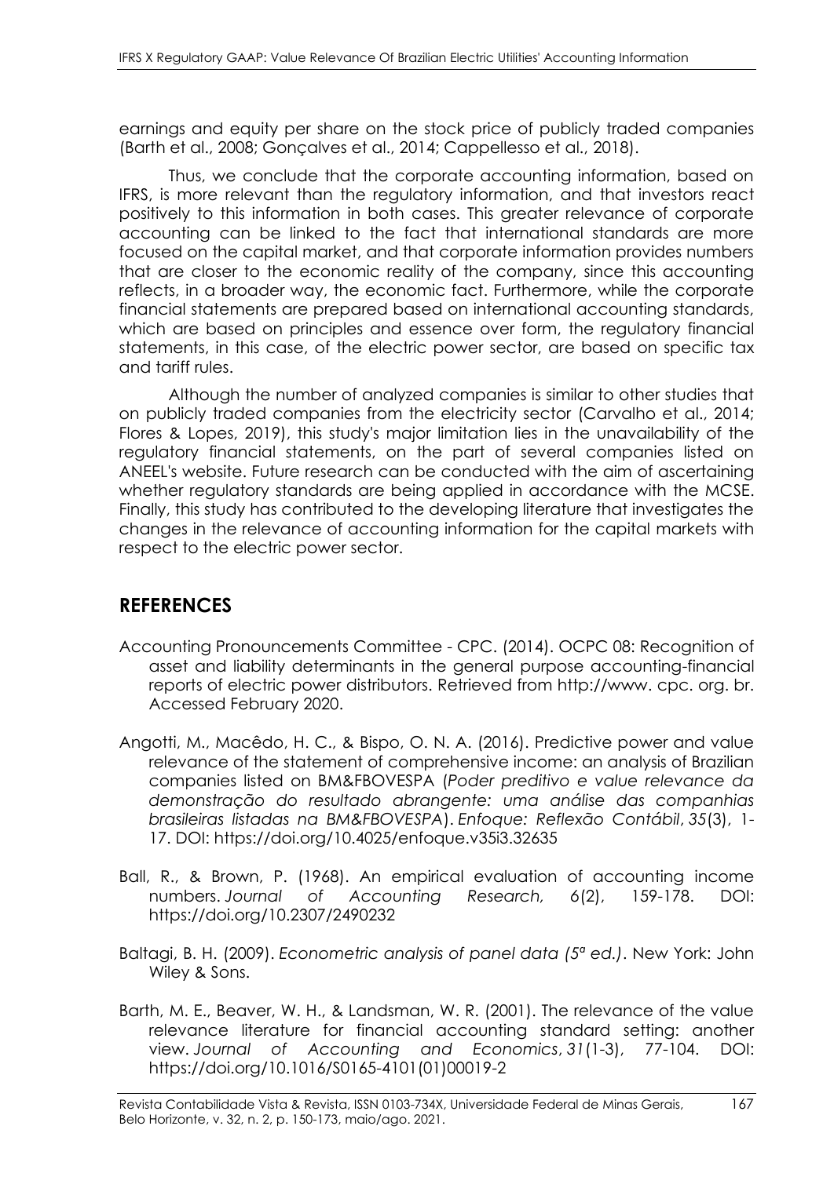earnings and equity per share on the stock price of publicly traded companies (Barth et al., 2008; Gonçalves et al., 2014; Cappellesso et al., 2018).

Thus, we conclude that the corporate accounting information, based on IFRS, is more relevant than the regulatory information, and that investors react positively to this information in both cases. This greater relevance of corporate accounting can be linked to the fact that international standards are more focused on the capital market, and that corporate information provides numbers that are closer to the economic reality of the company, since this accounting reflects, in a broader way, the economic fact. Furthermore, while the corporate financial statements are prepared based on international accounting standards, which are based on principles and essence over form, the regulatory financial statements, in this case, of the electric power sector, are based on specific tax and tariff rules.

Although the number of analyzed companies is similar to other studies that on publicly traded companies from the electricity sector (Carvalho et al., 2014; Flores & Lopes, 2019), this study's major limitation lies in the unavailability of the regulatory financial statements, on the part of several companies listed on ANEEL's website. Future research can be conducted with the aim of ascertaining whether regulatory standards are being applied in accordance with the MCSE. Finally, this study has contributed to the developing literature that investigates the changes in the relevance of accounting information for the capital markets with respect to the electric power sector.

## REFERENCES

Accounting Pronouncements Committee - CPC. (2014). OCPC 08: Recognition of asset and liability determinants in the general purpose accounting-financial reports of electric power distributors. Retrieved from http://www. cpc. org. br. Accessed February 2020.

Angotti, M., Macêdo, H. C., & Bispo, O. N. A. (2016). Predictive power and value relevance of the statement of comprehensive income: an analysis of Brazilian companies listed on BM&FBOVESPA (*Poder preditivo e value relevance da demonstração do resultado abrangente: uma análise das companhias brasileiras listadas na BM&FBOVESPA*). *Enfoque: Reflexão Contábil*, *35*(3), 1-17. DOI: https://doi.org/10.4025/enfoque.v35i3.32635

Ball, R., & Brown, P. (1968). An empirical evaluation of accounting income numbers. *Journal of Accounting Research,* 6(2), 159-178. DOI: https://doi.org/10.2307/2490232

Baltagi, B. H. (2009). *Econometric analysis of panel data (5ª ed.)*. New York: John Wiley & Sons.

Barth, M. E., Beaver, W. H., & Landsman, W. R. (2001). The relevance of the value relevance literature for financial accounting standard setting: another view. *Journal of Accounting and Economics*, *31*(1-3), 77-104. DOI: https://doi.org/10.1016/S0165-4101(01)00019-2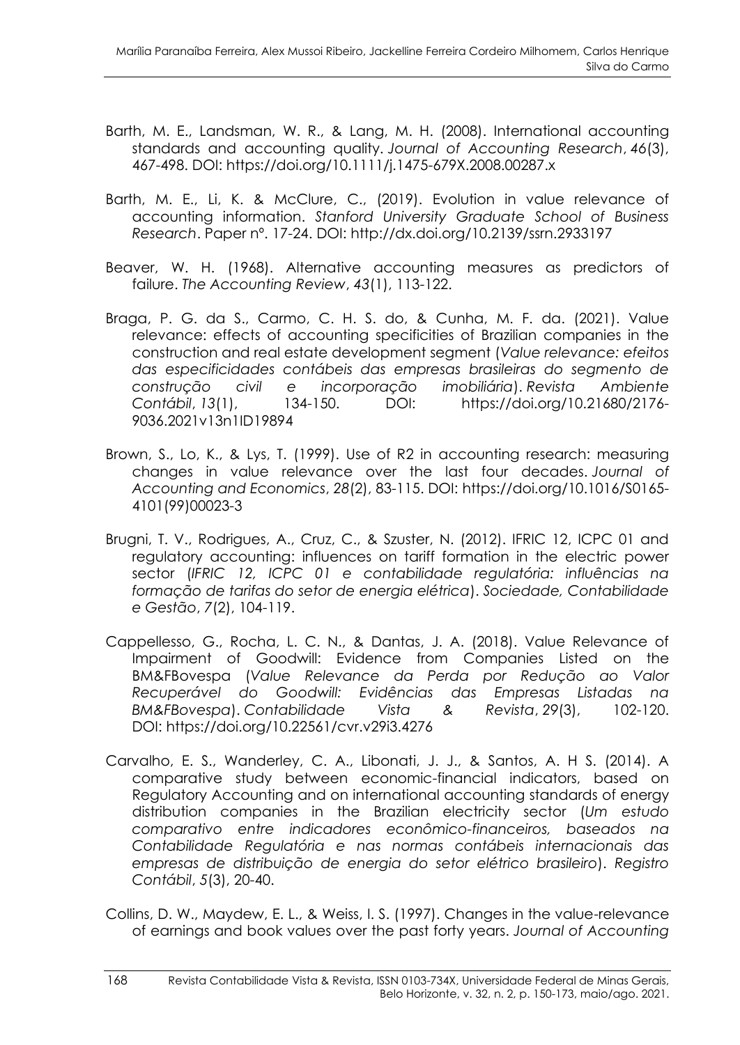Barth, M. E., Landsman, W. R., & Lang, M. H. (2008). International accounting standards and accounting quality. *Journal of Accounting Research*, *46*(3), 467-498. DOI: https://doi.org/10.1111/j.1475-679X.2008.00287.x

Barth, M. E., Li, K. & McClure, C., (2019). Evolution in value relevance of accounting information. *Stanford University Graduate School of Business Research*. Paper nº. 17-24. DOI: http://dx.doi.org/10.2139/ssrn.2933197

Beaver, W. H. (1968). Alternative accounting measures as predictors of failure. *The Accounting Review*, *43*(1), 113-122.

Braga, P. G. da S., Carmo, C. H. S. do, & Cunha, M. F. da. (2021). Value relevance: effects of accounting specificities of Brazilian companies in the construction and real estate development segment (*Value relevance: efeitos das especificidades contábeis das empresas brasileiras do segmento de construção civil e incorporação imobiliária*). *Revista Ambiente Contábil*, *13*(1), 134-150. DOI: https://doi.org/10.21680/2176-9036.2021v13n1ID19894

Brown, S., Lo, K., & Lys, T. (1999). Use of R2 in accounting research: measuring changes in value relevance over the last four decades. *Journal of Accounting and Economics*, *28*(2), 83-115. DOI: https://doi.org/10.1016/S0165-4101(99)00023-3

Brugni, T. V., Rodrigues, A., Cruz, C., & Szuster, N. (2012). IFRIC 12, ICPC 01 and regulatory accounting: influences on tariff formation in the electric power sector (*IFRIC 12, ICPC 01 e contabilidade regulatória: influências na formação de tarifas do setor de energia elétrica*). *Sociedade, Contabilidade e Gestão*, *7*(2), 104-119.

Cappellesso, G., Rocha, L. C. N., & Dantas, J. A. (2018). Value Relevance of Impairment of Goodwill: Evidence from Companies Listed on the BM&FBovespa (*Value Relevance da Perda por Redução ao Valor Recuperável do Goodwill: Evidências das Empresas Listadas na BM&FBovespa*). *Contabilidade Vista & Revista*, *29*(3), 102-120. DOI: https://doi.org/10.22561/cvr.v29i3.4276

Carvalho, E. S., Wanderley, C. A., Libonati, J. J., & Santos, A. H S. (2014). A comparative study between economic-financial indicators, based on Regulatory Accounting and on international accounting standards of energy distribution companies in the Brazilian electricity sector (*Um estudo comparativo entre indicadores econômico-financeiros, baseados na Contabilidade Regulatória e nas normas contábeis internacionais das empresas de distribuição de energia do setor elétrico brasileiro*). *Registro Contábil*, *5*(3), 20-40.

Collins, D. W., Maydew, E. L., & Weiss, I. S. (1997). Changes in the value-relevance of earnings and book values over the past forty years. *Journal of Accounting*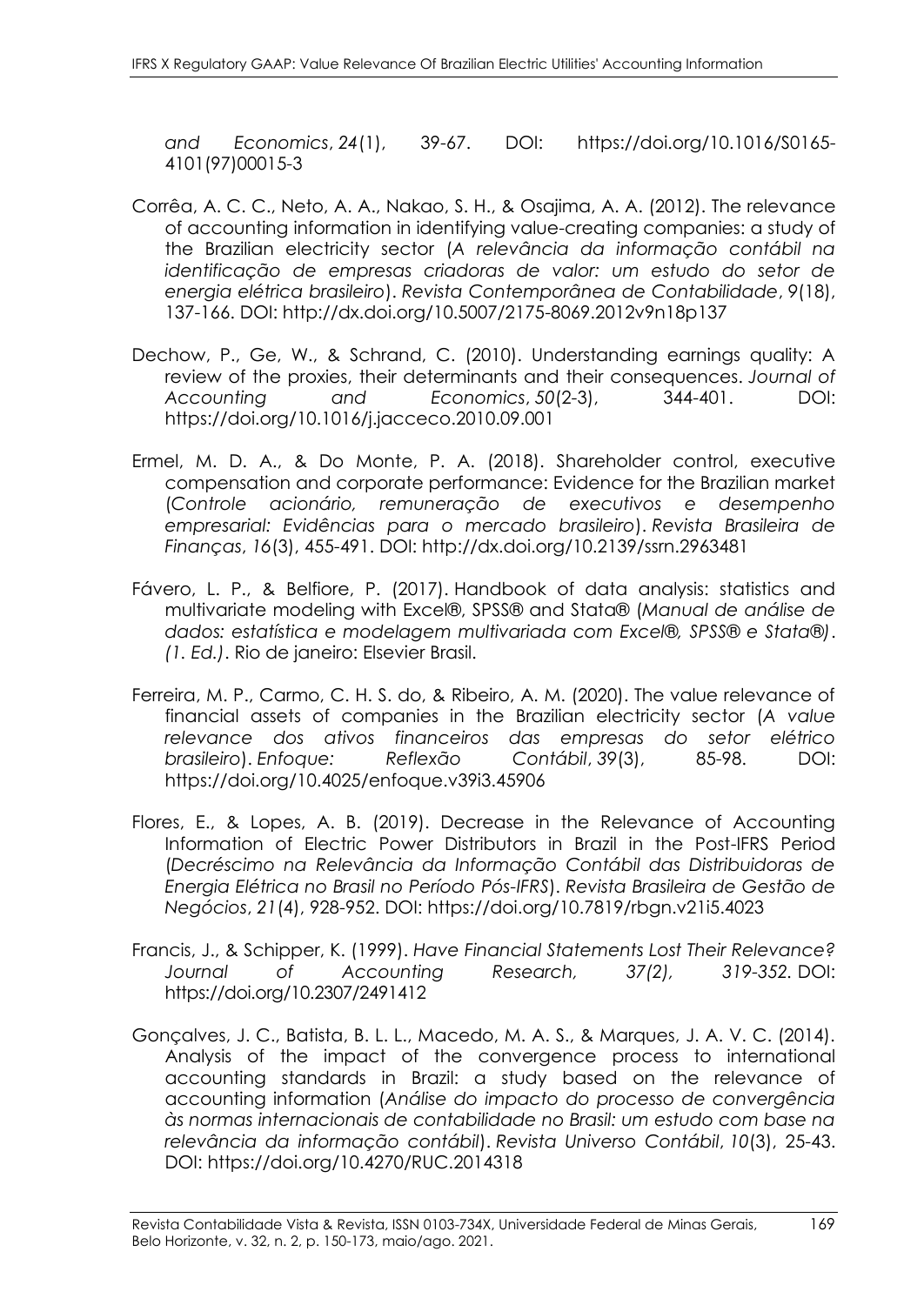*and Economics*, *24*(1), 39-67. DOI: https://doi.org/10.1016/S0165-4101(97)00015-3

Corrêa, A. C. C., Neto, A. A., Nakao, S. H., & Osajima, A. A. (2012). The relevance of accounting information in identifying value-creating companies: a study of the Brazilian electricity sector (*A relevância da informação contábil na identificação de empresas criadoras de valor: um estudo do setor de energia elétrica brasileiro*). *Revista Contemporânea de Contabilidade*, *9*(18), 137-166. DOI: http://dx.doi.org/10.5007/2175-8069.2012v9n18p137

Dechow, P., Ge, W., & Schrand, C. (2010). Understanding earnings quality: A review of the proxies, their determinants and their consequences. *Journal of Accounting and Economics*, *50*(2-3), 344-401. DOI: https://doi.org/10.1016/j.jacceco.2010.09.001

Ermel, M. D. A., & Do Monte, P. A. (2018). Shareholder control, executive compensation and corporate performance: Evidence for the Brazilian market (*Controle acionário, remuneração de executivos e desempenho empresarial: Evidências para o mercado brasileiro*). *Revista Brasileira de Finanças*, *16*(3), 455-491. DOI: http://dx.doi.org/10.2139/ssrn.2963481

Fávero, L. P., & Belfiore, P. (2017). Handbook of data analysis: statistics and multivariate modeling with Excel®, SPSS® and Stata® (*Manual de análise de dados: estatística e modelagem multivariada com Excel®, SPSS® e Stata®)*. *(1. Ed.)*. Rio de janeiro: Elsevier Brasil.

Ferreira, M. P., Carmo, C. H. S. do, & Ribeiro, A. M. (2020). The value relevance of financial assets of companies in the Brazilian electricity sector (*A value relevance dos ativos financeiros das empresas do setor elétrico brasileiro*). *Enfoque: Reflexão Contábil*, *39*(3), 85-98. DOI: https://doi.org/10.4025/enfoque.v39i3.45906

Flores, E., & Lopes, A. B. (2019). Decrease in the Relevance of Accounting Information of Electric Power Distributors in Brazil in the Post-IFRS Period (*Decréscimo na Relevância da Informação Contábil das Distribuidoras de Energia Elétrica no Brasil no Período Pós-IFRS*). *Revista Brasileira de Gestão de Negócios*, *21*(4), 928-952. DOI: https://doi.org/10.7819/rbgn.v21i5.4023

Francis, J., & Schipper, K. (1999). *Have Financial Statements Lost Their Relevance? Journal of Accounting Research, 37(2), 319-352*. DOI: https://doi.org/10.2307/2491412

Gonçalves, J. C., Batista, B. L. L., Macedo, M. A. S., & Marques, J. A. V. C. (2014). Analysis of the impact of the convergence process to international accounting standards in Brazil: a study based on the relevance of accounting information (*Análise do impacto do processo de convergência às normas internacionais de contabilidade no Brasil: um estudo com base na relevância da informação contábil*). *Revista Universo Contábil*, *10*(3), 25-43. DOI: https://doi.org/10.4270/RUC.2014318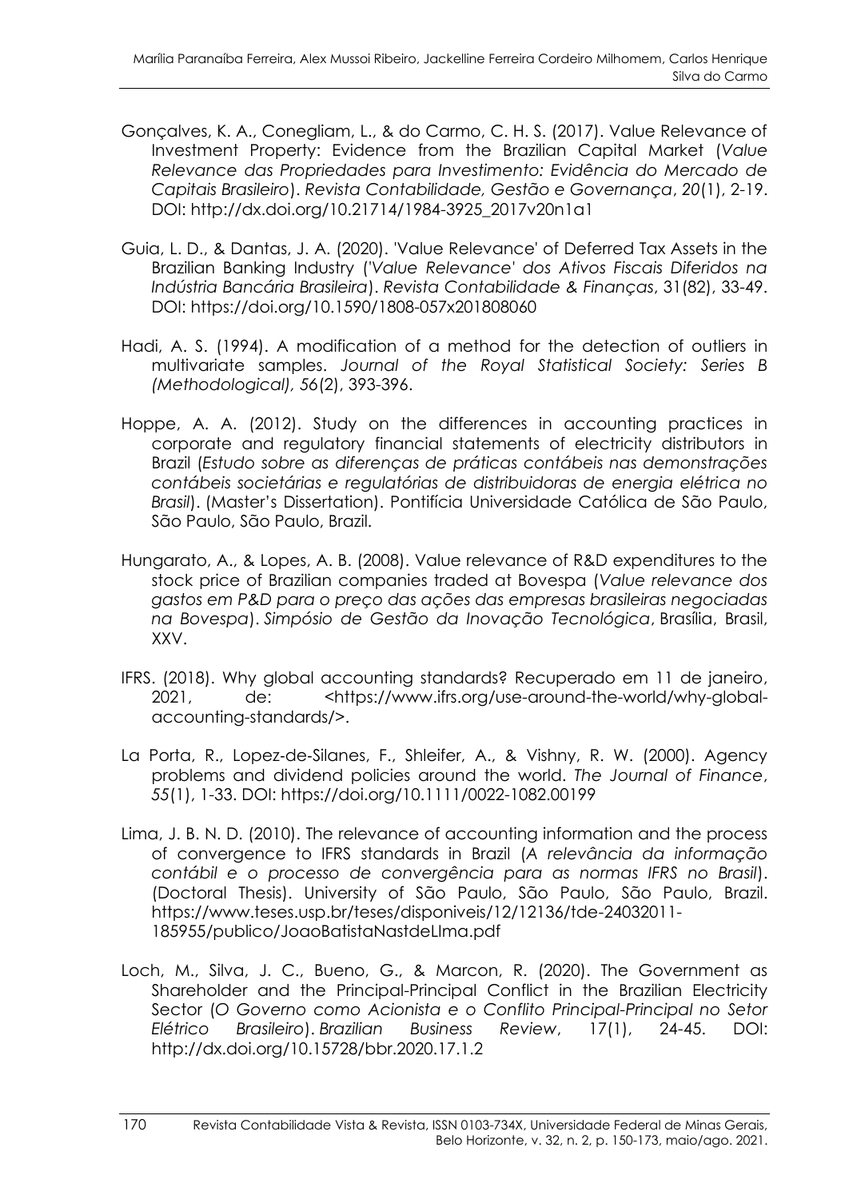Gonçalves, K. A., Conegliam, L., & do Carmo, C. H. S. (2017). Value Relevance of Investment Property: Evidence from the Brazilian Capital Market (*Value Relevance das Propriedades para Investimento: Evidência do Mercado de Capitais Brasileiro*). *Revista Contabilidade, Gestão e Governança*, *20*(1), 2-19. DOI: http://dx.doi.org/10.21714/1984-3925_2017v20n1a1

Guia, L. D., & Dantas, J. A. (2020). 'Value Relevance' of Deferred Tax Assets in the Brazilian Banking Industry (*'Value Relevance' dos Ativos Fiscais Diferidos na Indústria Bancária Brasileira*). *Revista Contabilidade & Finanças*, 31(82), 33-49. DOI: https://doi.org/10.1590/1808-057x201808060

Hadi, A. S. (1994). A modification of a method for the detection of outliers in multivariate samples. *Journal of the Royal Statistical Society: Series B (Methodological), 56*(2), 393-396.

Hoppe, A. A. (2012). Study on the differences in accounting practices in corporate and regulatory financial statements of electricity distributors in Brazil (*Estudo sobre as diferenças de práticas contábeis nas demonstrações contábeis societárias e regulatórias de distribuidoras de energia elétrica no Brasil*). (Master's Dissertation). Pontifícia Universidade Católica de São Paulo, São Paulo, São Paulo, Brazil.

Hungarato, A., & Lopes, A. B. (2008). Value relevance of R&D expenditures to the stock price of Brazilian companies traded at Bovespa (*Value relevance dos gastos em P&D para o preço das ações das empresas brasileiras negociadas na Bovespa*). *Simpósio de Gestão da Inovação Tecnológica*, Brasília, Brasil, XXV.

IFRS. (2018). Why global accounting standards? Recuperado em 11 de janeiro, 2021, de: <https://www.ifrs.org/use-around-the-world/why-global-accounting-standards/>.

La Porta, R., Lopez-de-Silanes, F., Shleifer, A., & Vishny, R. W. (2000). Agency problems and dividend policies around the world. *The Journal of Finance*, *55*(1), 1-33. DOI: https://doi.org/10.1111/0022-1082.00199

Lima, J. B. N. D. (2010). The relevance of accounting information and the process of convergence to IFRS standards in Brazil (*A relevância da informação contábil e o processo de convergência para as normas IFRS no Brasil*). (Doctoral Thesis). University of São Paulo, São Paulo, São Paulo, Brazil. https://www.teses.usp.br/teses/disponiveis/12/12136/tde-24032011-185955/publico/JoaoBatistaNastdeLIma.pdf

Loch, M., Silva, J. C., Bueno, G., & Marcon, R. (2020). The Government as Shareholder and the Principal-Principal Conflict in the Brazilian Electricity Sector (*O Governo como Acionista e o Conflito Principal-Principal no Setor Elétrico Brasileiro*). *Brazilian Business Review*, 17(1), 24-45. DOI: http://dx.doi.org/10.15728/bbr.2020.17.1.2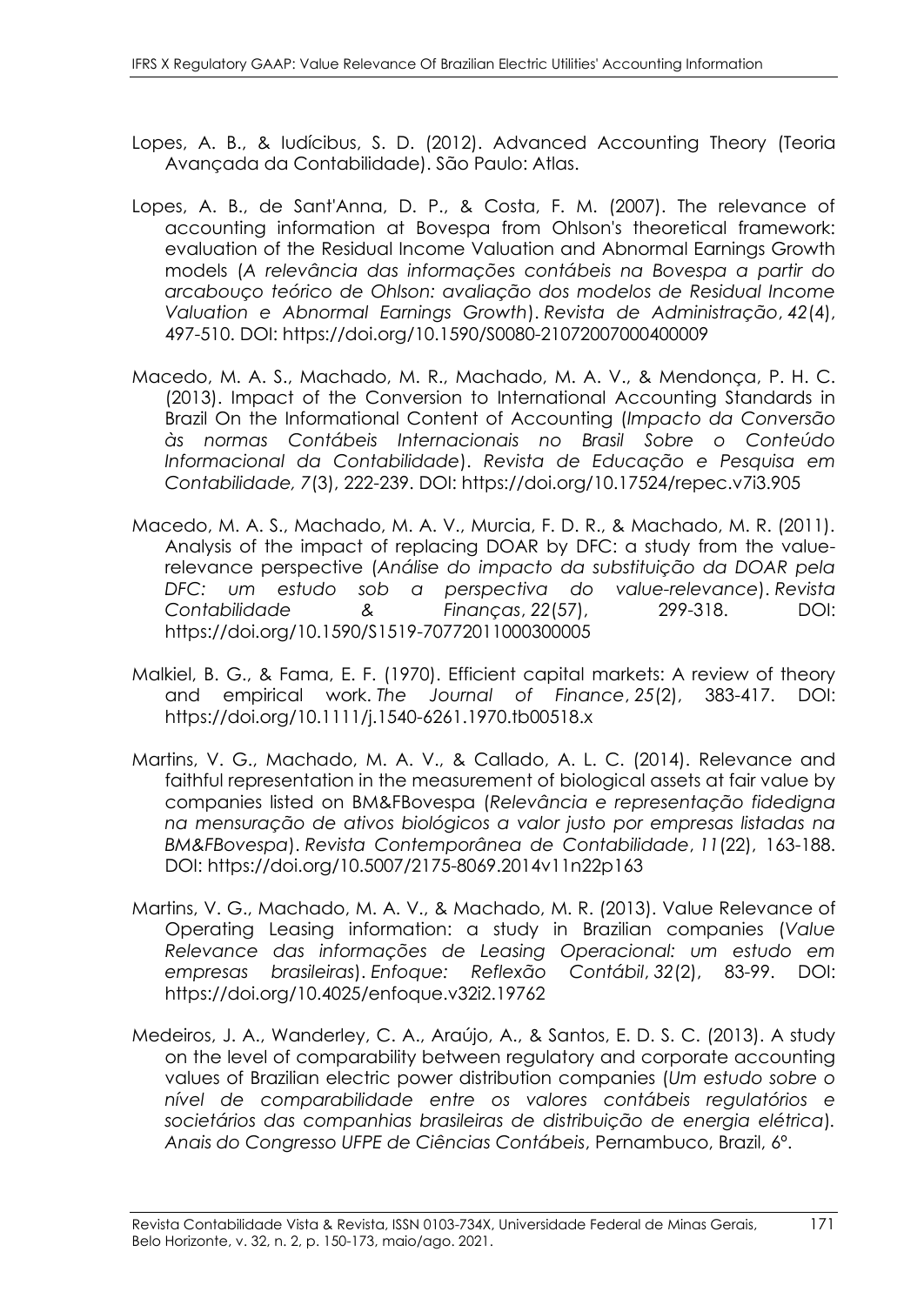Lopes, A. B., & Iudícibus, S. D. (2012). Advanced Accounting Theory (Teoria Avançada da Contabilidade). São Paulo: Atlas.

Lopes, A. B., de Sant'Anna, D. P., & Costa, F. M. (2007). The relevance of accounting information at Bovespa from Ohlson's theoretical framework: evaluation of the Residual Income Valuation and Abnormal Earnings Growth models (*A relevância das informações contábeis na Bovespa a partir do arcabouço teórico de Ohlson: avaliação dos modelos de Residual Income Valuation e Abnormal Earnings Growth*). *Revista de Administração*, *42*(4), 497-510. DOI: https://doi.org/10.1590/S0080-21072007000400009

Macedo, M. A. S., Machado, M. R., Machado, M. A. V., & Mendonça, P. H. C. (2013). Impact of the Conversion to International Accounting Standards in Brazil On the Informational Content of Accounting (*Impacto da Conversão às normas Contábeis Internacionais no Brasil Sobre o Conteúdo Informacional da Contabilidade*). *Revista de Educação e Pesquisa em Contabilidade, 7*(3), 222-239. DOI: https://doi.org/10.17524/repec.v7i3.905

Macedo, M. A. S., Machado, M. A. V., Murcia, F. D. R., & Machado, M. R. (2011). Analysis of the impact of replacing DOAR by DFC: a study from the value-relevance perspective (*Análise do impacto da substituição da DOAR pela DFC: um estudo sob a perspectiva do value-relevance*). *Revista Contabilidade & Finanças*, *22*(57), 299-318. DOI: https://doi.org/10.1590/S1519-70772011000300005

Malkiel, B. G., & Fama, E. F. (1970). Efficient capital markets: A review of theory and empirical work. *The Journal of Finance*, *25*(2), 383-417. DOI: https://doi.org/10.1111/j.1540-6261.1970.tb00518.x

Martins, V. G., Machado, M. A. V., & Callado, A. L. C. (2014). Relevance and faithful representation in the measurement of biological assets at fair value by companies listed on BM&FBovespa (*Relevância e representação fidedigna na mensuração de ativos biológicos a valor justo por empresas listadas na BM&FBovespa*). *Revista Contemporânea de Contabilidade*, *11*(22), 163-188. DOI: https://doi.org/10.5007/2175-8069.2014v11n22p163

Martins, V. G., Machado, M. A. V., & Machado, M. R. (2013). Value Relevance of Operating Leasing information: a study in Brazilian companies (*Value Relevance das informações de Leasing Operacional: um estudo em empresas brasileiras*). *Enfoque: Reflexão Contábil*, *32*(2), 83-99. DOI: https://doi.org/10.4025/enfoque.v32i2.19762

Medeiros, J. A., Wanderley, C. A., Araújo, A., & Santos, E. D. S. C. (2013). A study on the level of comparability between regulatory and corporate accounting values of Brazilian electric power distribution companies (*Um estudo sobre o nível de comparabilidade entre os valores contábeis regulatórios e societários das companhias brasileiras de distribuição de energia elétrica*). *Anais do Congresso UFPE de Ciências Contábeis*, Pernambuco, Brazil, 6°.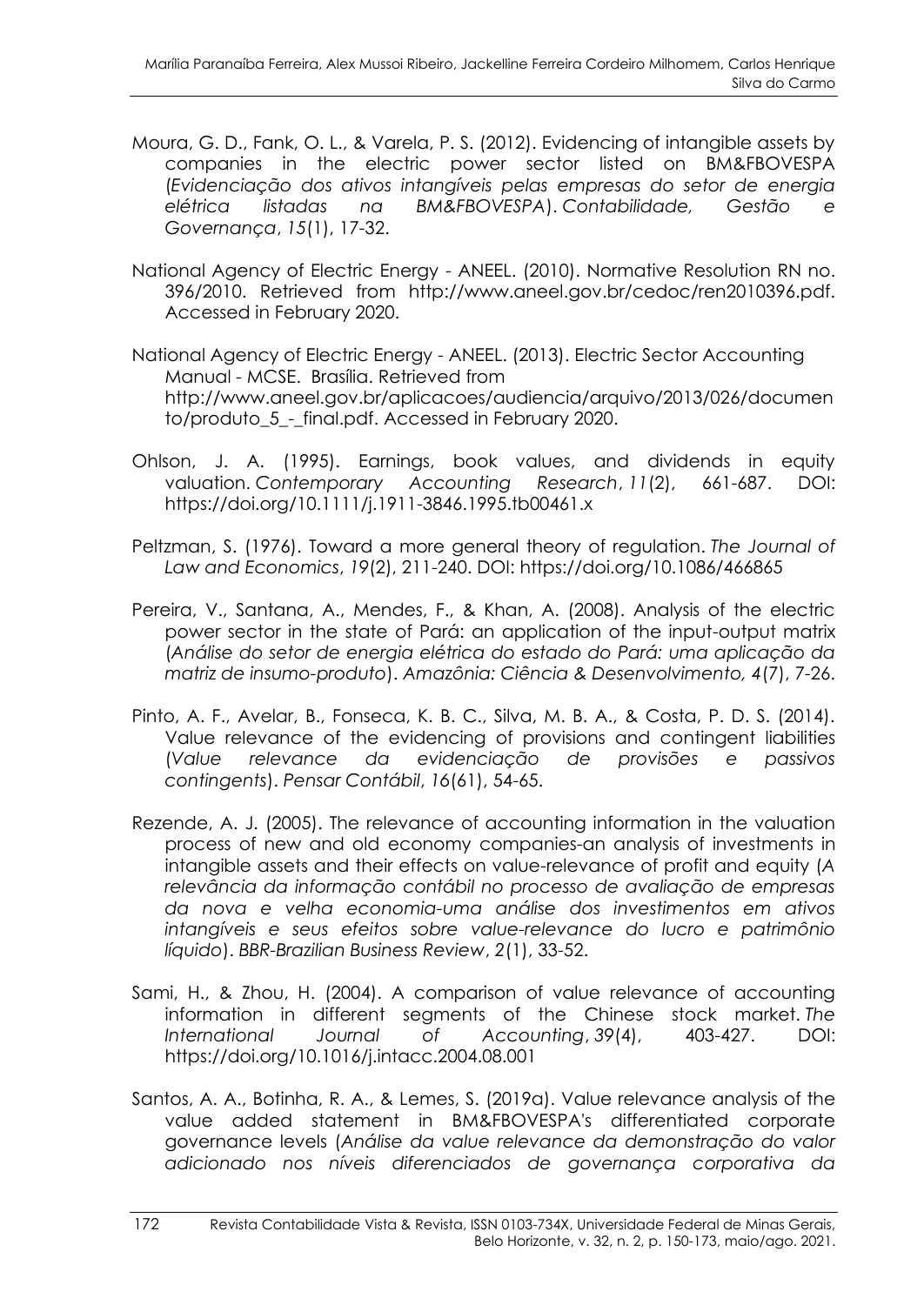Moura, G. D., Fank, O. L., & Varela, P. S. (2012). Evidencing of intangible assets by companies in the electric power sector listed on BM&FBOVESPA (*Evidenciação dos ativos intangíveis pelas empresas do setor de energia elétrica listadas na BM&FBOVESPA*). *Contabilidade, Gestão e Governança*, *15*(1), 17-32.

National Agency of Electric Energy - ANEEL. (2010). Normative Resolution RN no. 396/2010. Retrieved from http://www.aneel.gov.br/cedoc/ren2010396.pdf. Accessed in February 2020.

National Agency of Electric Energy - ANEEL. (2013). Electric Sector Accounting Manual - MCSE. Brasília. Retrieved from http://www.aneel.gov.br/aplicacoes/audiencia/arquivo/2013/026/documento/produto_5_-_final.pdf. Accessed in February 2020.

Ohlson, J. A. (1995). Earnings, book values, and dividends in equity valuation. *Contemporary Accounting Research*, *11*(2), 661-687. DOI: https://doi.org/10.1111/j.1911-3846.1995.tb00461.x

Peltzman, S. (1976). Toward a more general theory of regulation. *The Journal of Law and Economics*, *19*(2), 211-240. DOI: https://doi.org/10.1086/466865

Pereira, V., Santana, A., Mendes, F., & Khan, A. (2008). Analysis of the electric power sector in the state of Pará: an application of the input-output matrix (*Análise do setor de energia elétrica do estado do Pará: uma aplicação da matriz de insumo-produto*). *Amazônia: Ciência & Desenvolvimento, 4*(7), 7-26.

Pinto, A. F., Avelar, B., Fonseca, K. B. C., Silva, M. B. A., & Costa, P. D. S. (2014). Value relevance of the evidencing of provisions and contingent liabilities (*Value relevance da evidenciação de provisões e passivos contingents*). *Pensar Contábil*, *16*(61), 54-65.

Rezende, A. J. (2005). The relevance of accounting information in the valuation process of new and old economy companies-an analysis of investments in intangible assets and their effects on value-relevance of profit and equity (*A relevância da informação contábil no processo de avaliação de empresas da nova e velha economia-uma análise dos investimentos em ativos intangíveis e seus efeitos sobre value-relevance do lucro e patrimônio líquido*). *BBR-Brazilian Business Review*, *2*(1), 33-52.

Sami, H., & Zhou, H. (2004). A comparison of value relevance of accounting information in different segments of the Chinese stock market. *The International Journal of Accounting*, *39*(4), 403-427. DOI: https://doi.org/10.1016/j.intacc.2004.08.001

Santos, A. A., Botinha, R. A., & Lemes, S. (2019a). Value relevance analysis of the value added statement in BM&FBOVESPA's differentiated corporate governance levels (*Análise da value relevance da demonstração do valor adicionado nos níveis diferenciados de governança corporativa da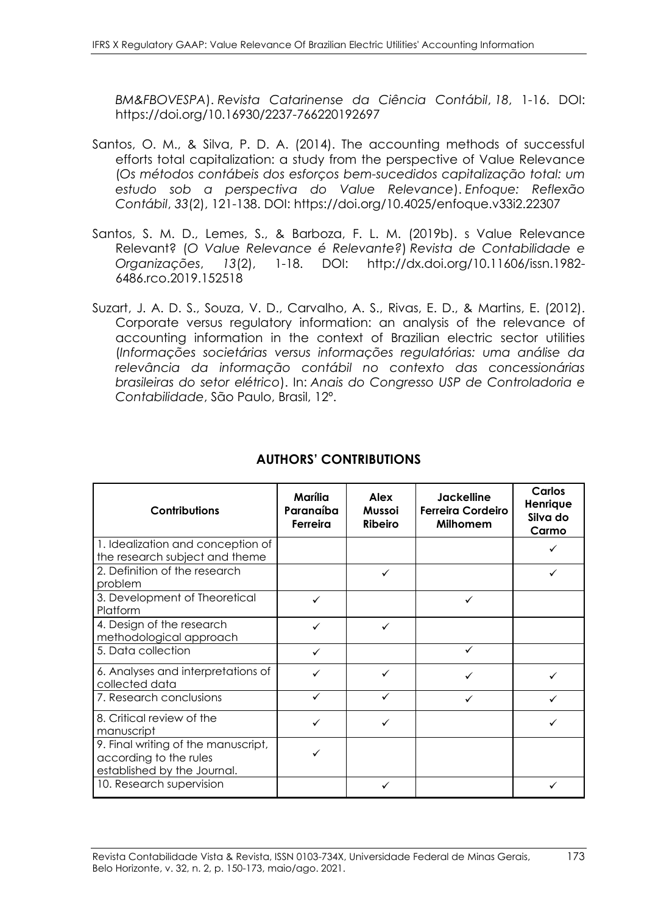BM&FBOVESPA). *Revista Catarinense da Ciência Contábil*, *18*, 1-16. DOI: https://doi.org/10.16930/2237-766220192697

Santos, O. M., & Silva, P. D. A. (2014). The accounting methods of successful efforts total capitalization: a study from the perspective of Value Relevance (*Os métodos contábeis dos esforços bem-sucedidos capitalização total: um estudo sob a perspectiva do Value Relevance*). *Enfoque: Reflexão Contábil*, *33*(2), 121-138. DOI: https://doi.org/10.4025/enfoque.v33i2.22307

Santos, S. M. D., Lemes, S., & Barboza, F. L. M. (2019b). s Value Relevance Relevant? (*O Value Relevance é Relevante?*) *Revista de Contabilidade e Organizações*, *13*(2), 1-18. DOI: http://dx.doi.org/10.11606/issn.1982-6486.rco.2019.152518

Suzart, J. A. D. S., Souza, V. D., Carvalho, A. S., Rivas, E. D., & Martins, E. (2012). Corporate versus regulatory information: an analysis of the relevance of accounting information in the context of Brazilian electric sector utilities (*Informações societárias versus informações regulatórias: uma análise da relevância da informação contábil no contexto das concessionárias brasileiras do setor elétrico*). In: *Anais do Congresso USP de Controladoria e Contabilidade*, São Paulo, Brasil, 12º.

## AUTHORS' CONTRIBUTIONS

| Contributions | Marília Paranaíba Ferreira | Alex Mussoi Ribeiro | Jackelline Ferreira Cordeiro Milhomem | Carlos Henrique Silva do Carmo |
|---|---|---|---|---|
| 1. Idealization and conception of the research subject and theme | | | | ✓ |
| 2. Definition of the research problem | | ✓ | | ✓ |
| 3. Development of Theoretical Platform | ✓ | | ✓ | |
| 4. Design of the research methodological approach | ✓ | ✓ | | |
| 5. Data collection | ✓ | | ✓ | |
| 6. Analyses and interpretations of collected data | ✓ | ✓ | ✓ | ✓ |
| 7. Research conclusions | ✓ | ✓ | ✓ | ✓ |
| 8. Critical review of the manuscript | ✓ | ✓ | | ✓ |
| 9. Final writing of the manuscript, according to the rules established by the Journal. | ✓ | | | |
| 10. Research supervision | | ✓ | | ✓ |